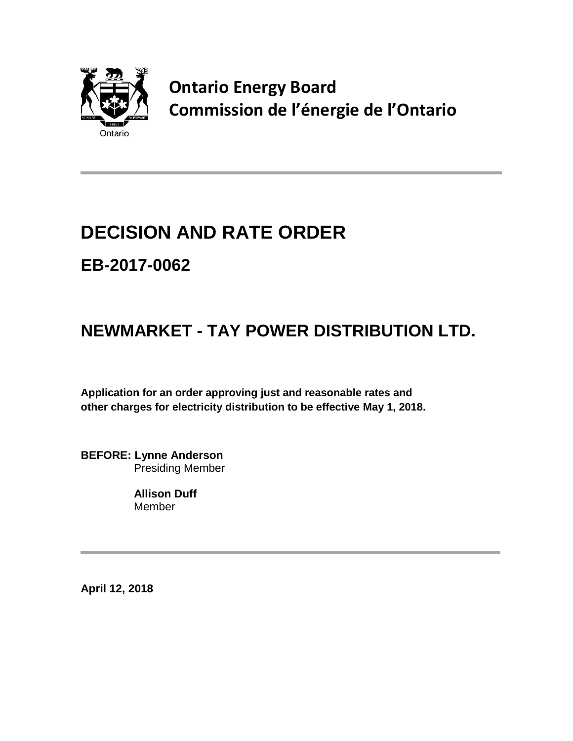**Ontario Energy Board**
**Commission de l'énergie de l'Ontario**

# DECISION AND RATE ORDER

## EB-2017-0062

## NEWMARKET - TAY POWER DISTRIBUTION LTD.

**Application for an order approving just and reasonable rates and other charges for electricity distribution to be effective May 1, 2018.**

**BEFORE: Lynne Anderson**
Presiding Member

**Allison Duff**
Member

**April 12, 2018**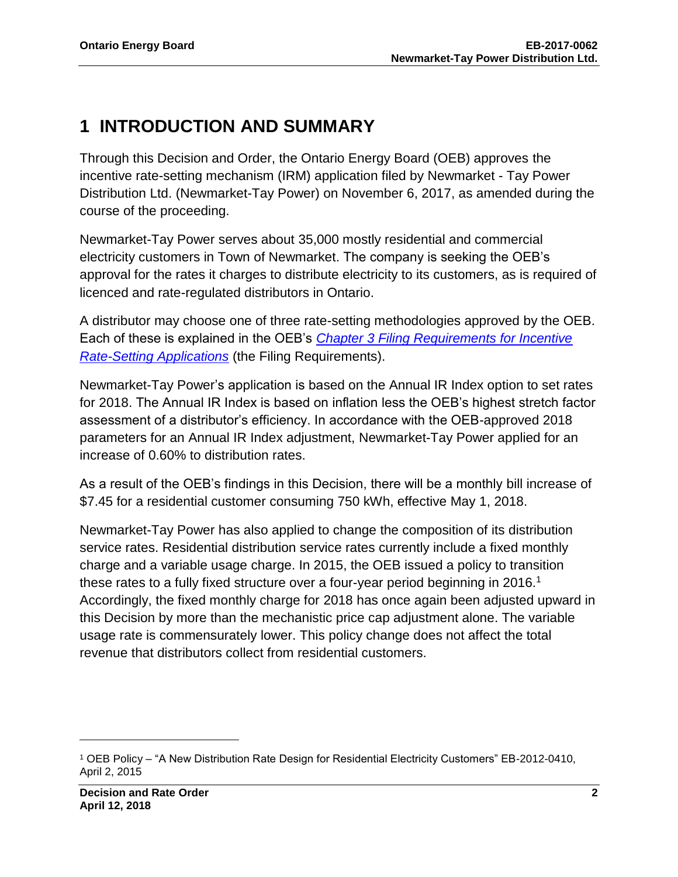# 1 INTRODUCTION AND SUMMARY

Through this Decision and Order, the Ontario Energy Board (OEB) approves the incentive rate-setting mechanism (IRM) application filed by Newmarket - Tay Power Distribution Ltd. (Newmarket-Tay Power) on November 6, 2017, as amended during the course of the proceeding.

Newmarket-Tay Power serves about 35,000 mostly residential and commercial electricity customers in Town of Newmarket. The company is seeking the OEB's approval for the rates it charges to distribute electricity to its customers, as is required of licenced and rate-regulated distributors in Ontario.

A distributor may choose one of three rate-setting methodologies approved by the OEB. Each of these is explained in the OEB's *Chapter 3 Filing Requirements for Incentive Rate-Setting Applications* (the Filing Requirements).

Newmarket-Tay Power's application is based on the Annual IR Index option to set rates for 2018. The Annual IR Index is based on inflation less the OEB's highest stretch factor assessment of a distributor's efficiency. In accordance with the OEB-approved 2018 parameters for an Annual IR Index adjustment, Newmarket-Tay Power applied for an increase of 0.60% to distribution rates.

As a result of the OEB's findings in this Decision, there will be a monthly bill increase of $7.45 for a residential customer consuming 750 kWh, effective May 1, 2018.

Newmarket-Tay Power has also applied to change the composition of its distribution service rates. Residential distribution service rates currently include a fixed monthly charge and a variable usage charge. In 2015, the OEB issued a policy to transition these rates to a fully fixed structure over a four-year period beginning in 2016.[1] Accordingly, the fixed monthly charge for 2018 has once again been adjusted upward in this Decision by more than the mechanistic price cap adjustment alone. The variable usage rate is commensurately lower. This policy change does not affect the total revenue that distributors collect from residential customers.

---

[1] OEB Policy – "A New Distribution Rate Design for Residential Electricity Customers" EB-2012-0410, April 2, 2015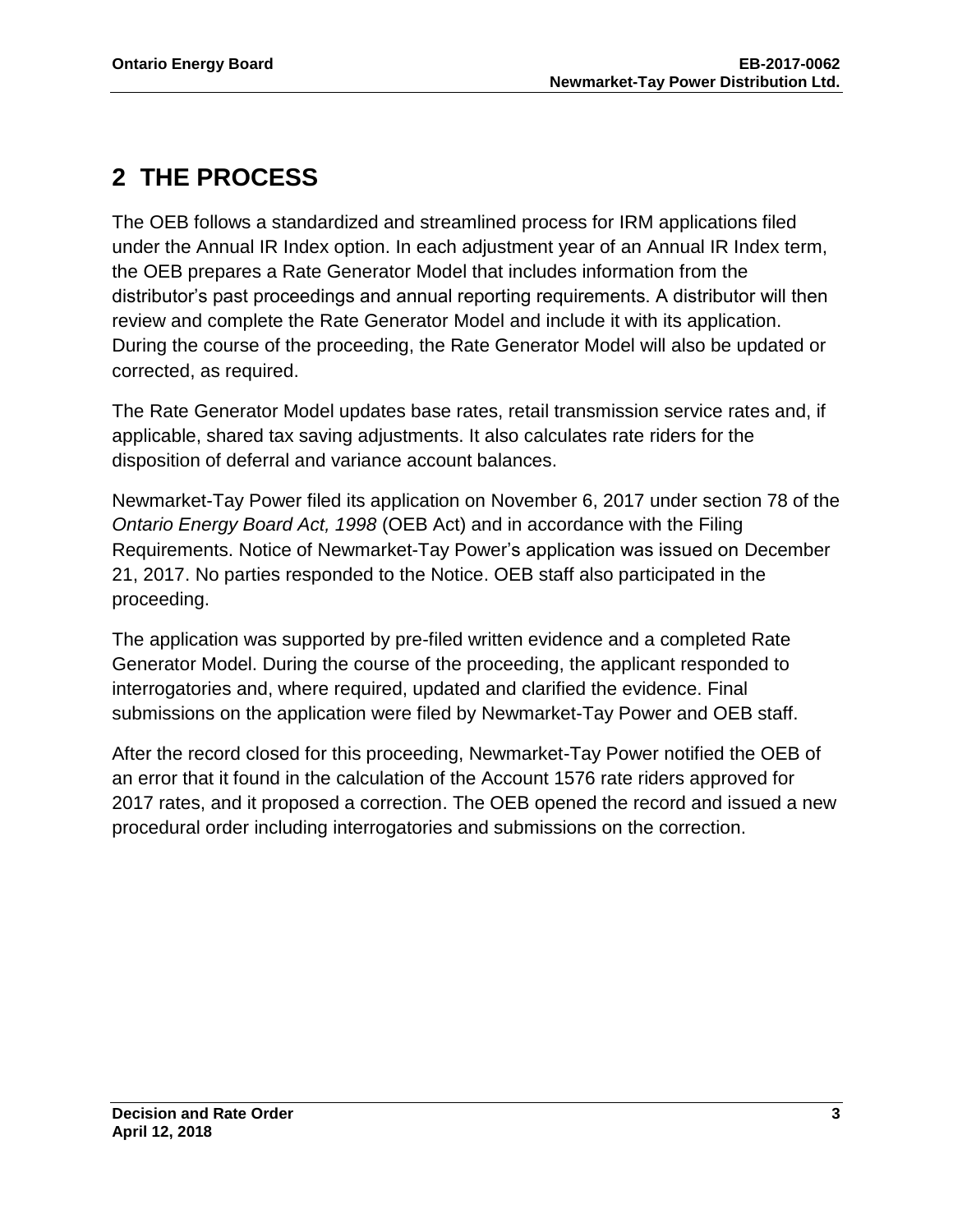# 2 THE PROCESS

The OEB follows a standardized and streamlined process for IRM applications filed under the Annual IR Index option. In each adjustment year of an Annual IR Index term, the OEB prepares a Rate Generator Model that includes information from the distributor's past proceedings and annual reporting requirements. A distributor will then review and complete the Rate Generator Model and include it with its application. During the course of the proceeding, the Rate Generator Model will also be updated or corrected, as required.

The Rate Generator Model updates base rates, retail transmission service rates and, if applicable, shared tax saving adjustments. It also calculates rate riders for the disposition of deferral and variance account balances.

Newmarket-Tay Power filed its application on November 6, 2017 under section 78 of the *Ontario Energy Board Act, 1998* (OEB Act) and in accordance with the Filing Requirements. Notice of Newmarket-Tay Power's application was issued on December 21, 2017. No parties responded to the Notice. OEB staff also participated in the proceeding.

The application was supported by pre-filed written evidence and a completed Rate Generator Model. During the course of the proceeding, the applicant responded to interrogatories and, where required, updated and clarified the evidence. Final submissions on the application were filed by Newmarket-Tay Power and OEB staff.

After the record closed for this proceeding, Newmarket-Tay Power notified the OEB of an error that it found in the calculation of the Account 1576 rate riders approved for 2017 rates, and it proposed a correction. The OEB opened the record and issued a new procedural order including interrogatories and submissions on the correction.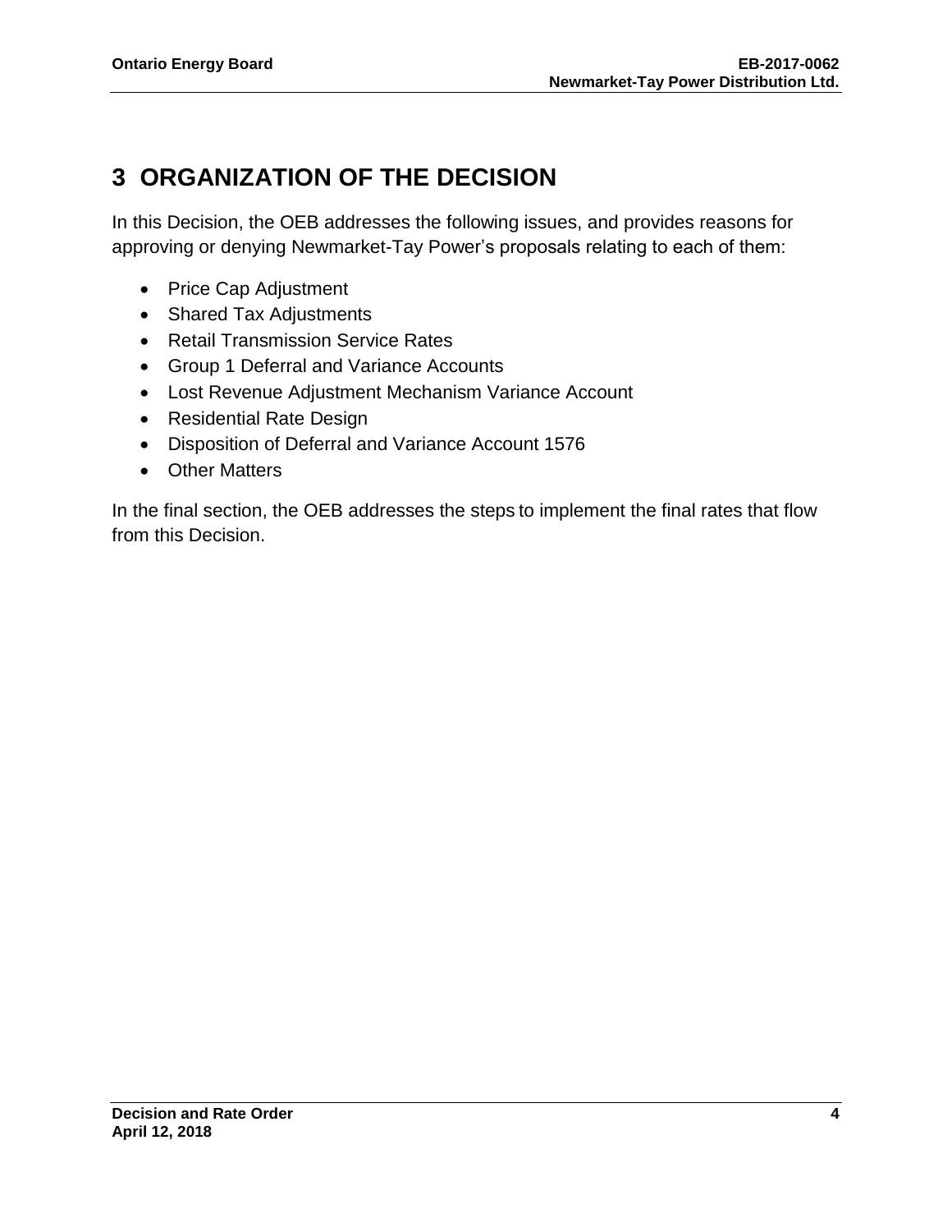# 3 ORGANIZATION OF THE DECISION

In this Decision, the OEB addresses the following issues, and provides reasons for approving or denying Newmarket-Tay Power's proposals relating to each of them:

- Price Cap Adjustment
- Shared Tax Adjustments
- Retail Transmission Service Rates
- Group 1 Deferral and Variance Accounts
- Lost Revenue Adjustment Mechanism Variance Account
- Residential Rate Design
- Disposition of Deferral and Variance Account 1576
- Other Matters

In the final section, the OEB addresses the steps to implement the final rates that flow from this Decision.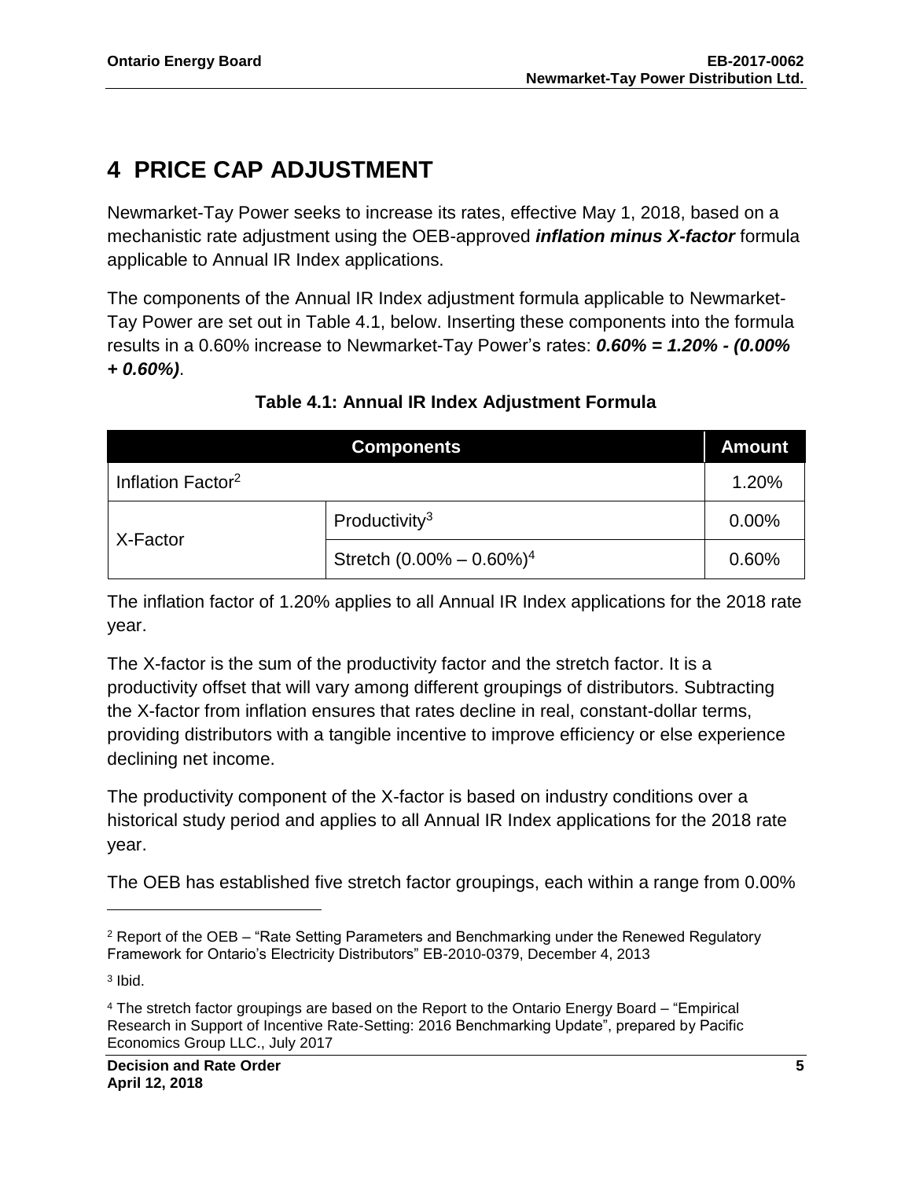# 4 PRICE CAP ADJUSTMENT

Newmarket-Tay Power seeks to increase its rates, effective May 1, 2018, based on a mechanistic rate adjustment using the OEB-approved ***inflation minus X-factor*** formula applicable to Annual IR Index applications.

The components of the Annual IR Index adjustment formula applicable to Newmarket-Tay Power are set out in Table 4.1, below. Inserting these components into the formula results in a 0.60% increase to Newmarket-Tay Power's rates: ***0.60% = 1.20% - (0.00% + 0.60%)***.

**Table 4.1: Annual IR Index Adjustment Formula**

| Components | | Amount |
|---|---|---|
| Inflation Factor[2] | | 1.20% |
| X-Factor | Productivity[3] | 0.00% |
| | Stretch (0.00% – 0.60%)[4] | 0.60% |

The inflation factor of 1.20% applies to all Annual IR Index applications for the 2018 rate year.

The X-factor is the sum of the productivity factor and the stretch factor. It is a productivity offset that will vary among different groupings of distributors. Subtracting the X-factor from inflation ensures that rates decline in real, constant-dollar terms, providing distributors with a tangible incentive to improve efficiency or else experience declining net income.

The productivity component of the X-factor is based on industry conditions over a historical study period and applies to all Annual IR Index applications for the 2018 rate year.

The OEB has established five stretch factor groupings, each within a range from 0.00%

[2] Report of the OEB – "Rate Setting Parameters and Benchmarking under the Renewed Regulatory Framework for Ontario's Electricity Distributors" EB-2010-0379, December 4, 2013

[3] Ibid.

[4] The stretch factor groupings are based on the Report to the Ontario Energy Board – "Empirical Research in Support of Incentive Rate-Setting: 2016 Benchmarking Update", prepared by Pacific Economics Group LLC., July 2017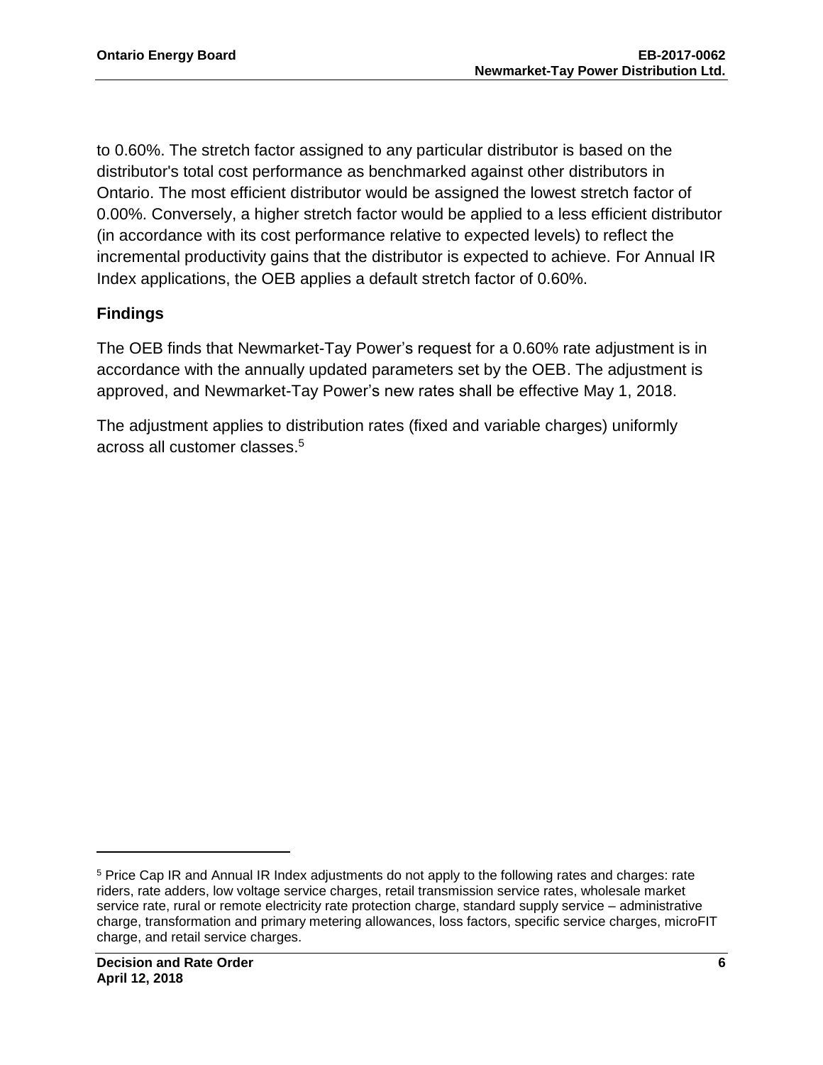to 0.60%. The stretch factor assigned to any particular distributor is based on the distributor's total cost performance as benchmarked against other distributors in Ontario. The most efficient distributor would be assigned the lowest stretch factor of 0.00%. Conversely, a higher stretch factor would be applied to a less efficient distributor (in accordance with its cost performance relative to expected levels) to reflect the incremental productivity gains that the distributor is expected to achieve. For Annual IR Index applications, the OEB applies a default stretch factor of 0.60%.

## Findings

The OEB finds that Newmarket-Tay Power's request for a 0.60% rate adjustment is in accordance with the annually updated parameters set by the OEB. The adjustment is approved, and Newmarket-Tay Power's new rates shall be effective May 1, 2018.

The adjustment applies to distribution rates (fixed and variable charges) uniformly across all customer classes.[5]

---

[5] Price Cap IR and Annual IR Index adjustments do not apply to the following rates and charges: rate riders, rate adders, low voltage service charges, retail transmission service rates, wholesale market service rate, rural or remote electricity rate protection charge, standard supply service – administrative charge, transformation and primary metering allowances, loss factors, specific service charges, microFIT charge, and retail service charges.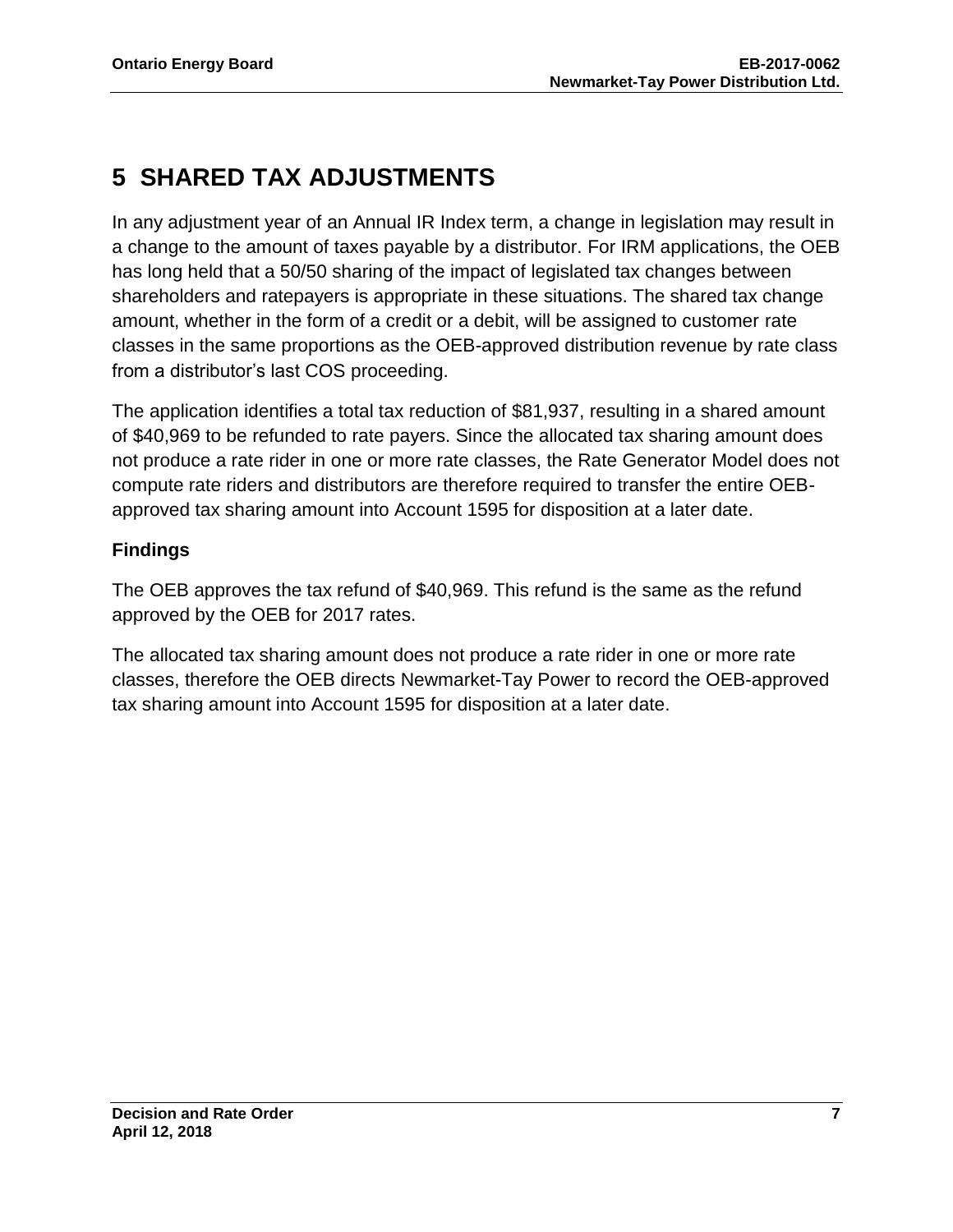# 5 SHARED TAX ADJUSTMENTS

In any adjustment year of an Annual IR Index term, a change in legislation may result in a change to the amount of taxes payable by a distributor. For IRM applications, the OEB has long held that a 50/50 sharing of the impact of legislated tax changes between shareholders and ratepayers is appropriate in these situations. The shared tax change amount, whether in the form of a credit or a debit, will be assigned to customer rate classes in the same proportions as the OEB-approved distribution revenue by rate class from a distributor's last COS proceeding.

The application identifies a total tax reduction of $81,937, resulting in a shared amount of $40,969 to be refunded to rate payers. Since the allocated tax sharing amount does not produce a rate rider in one or more rate classes, the Rate Generator Model does not compute rate riders and distributors are therefore required to transfer the entire OEB-approved tax sharing amount into Account 1595 for disposition at a later date.

### Findings

The OEB approves the tax refund of $40,969. This refund is the same as the refund approved by the OEB for 2017 rates.

The allocated tax sharing amount does not produce a rate rider in one or more rate classes, therefore the OEB directs Newmarket-Tay Power to record the OEB-approved tax sharing amount into Account 1595 for disposition at a later date.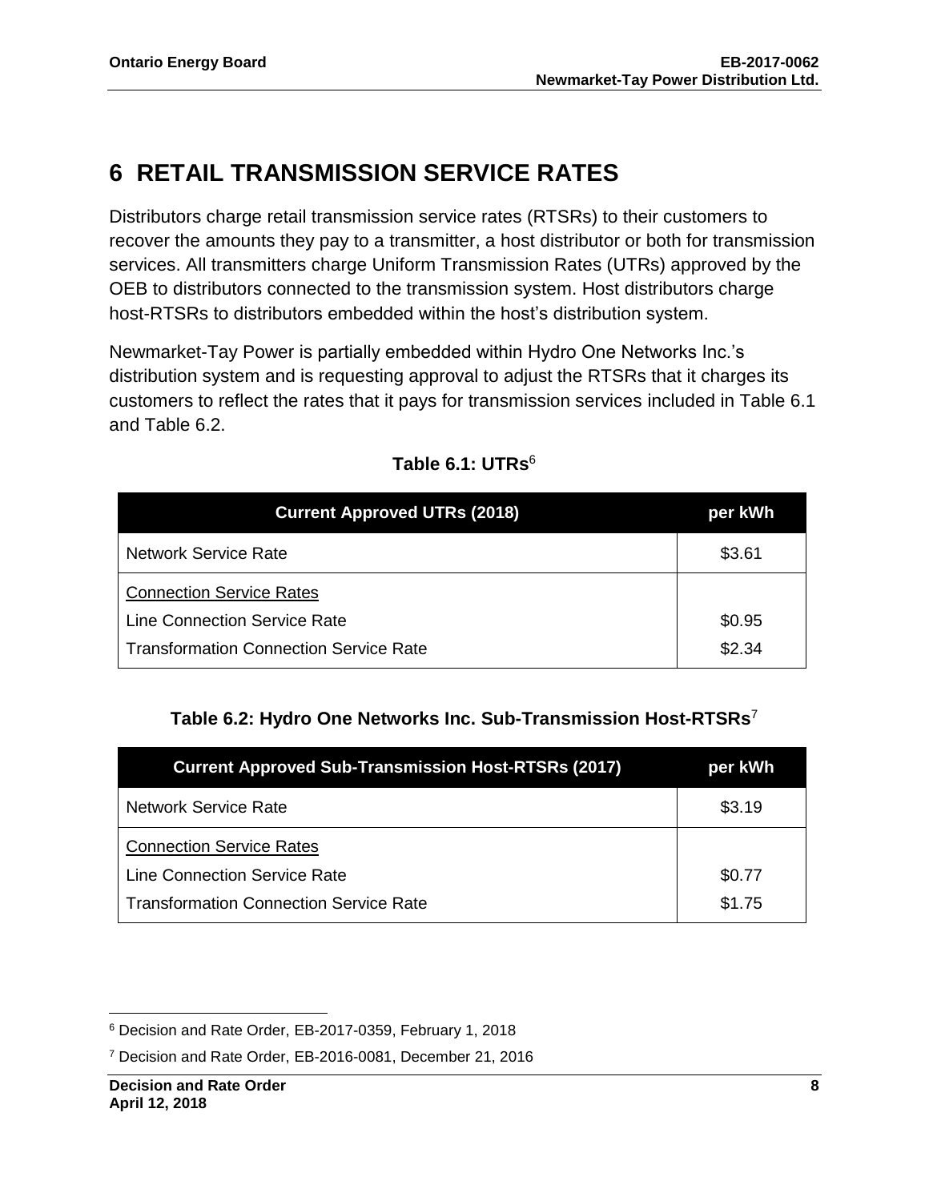# 6 RETAIL TRANSMISSION SERVICE RATES

Distributors charge retail transmission service rates (RTSRs) to their customers to recover the amounts they pay to a transmitter, a host distributor or both for transmission services. All transmitters charge Uniform Transmission Rates (UTRs) approved by the OEB to distributors connected to the transmission system. Host distributors charge host-RTSRs to distributors embedded within the host's distribution system.

Newmarket-Tay Power is partially embedded within Hydro One Networks Inc.'s distribution system and is requesting approval to adjust the RTSRs that it charges its customers to reflect the rates that it pays for transmission services included in Table 6.1 and Table 6.2.

**Table 6.1: UTRs**[6]

| Current Approved UTRs (2018) | per kWh |
|---|---|
| Network Service Rate | $3.61 |
| Connection Service Rates | |
| Line Connection Service Rate | $0.95 |
| Transformation Connection Service Rate | $2.34 |

**Table 6.2: Hydro One Networks Inc. Sub-Transmission Host-RTSRs**[7]

| Current Approved Sub-Transmission Host-RTSRs (2017) | per kWh |
|---|---|
| Network Service Rate | $3.19 |
| Connection Service Rates | |
| Line Connection Service Rate | $0.77 |
| Transformation Connection Service Rate | $1.75 |

[6] Decision and Rate Order, EB-2017-0359, February 1, 2018

[7] Decision and Rate Order, EB-2016-0081, December 21, 2016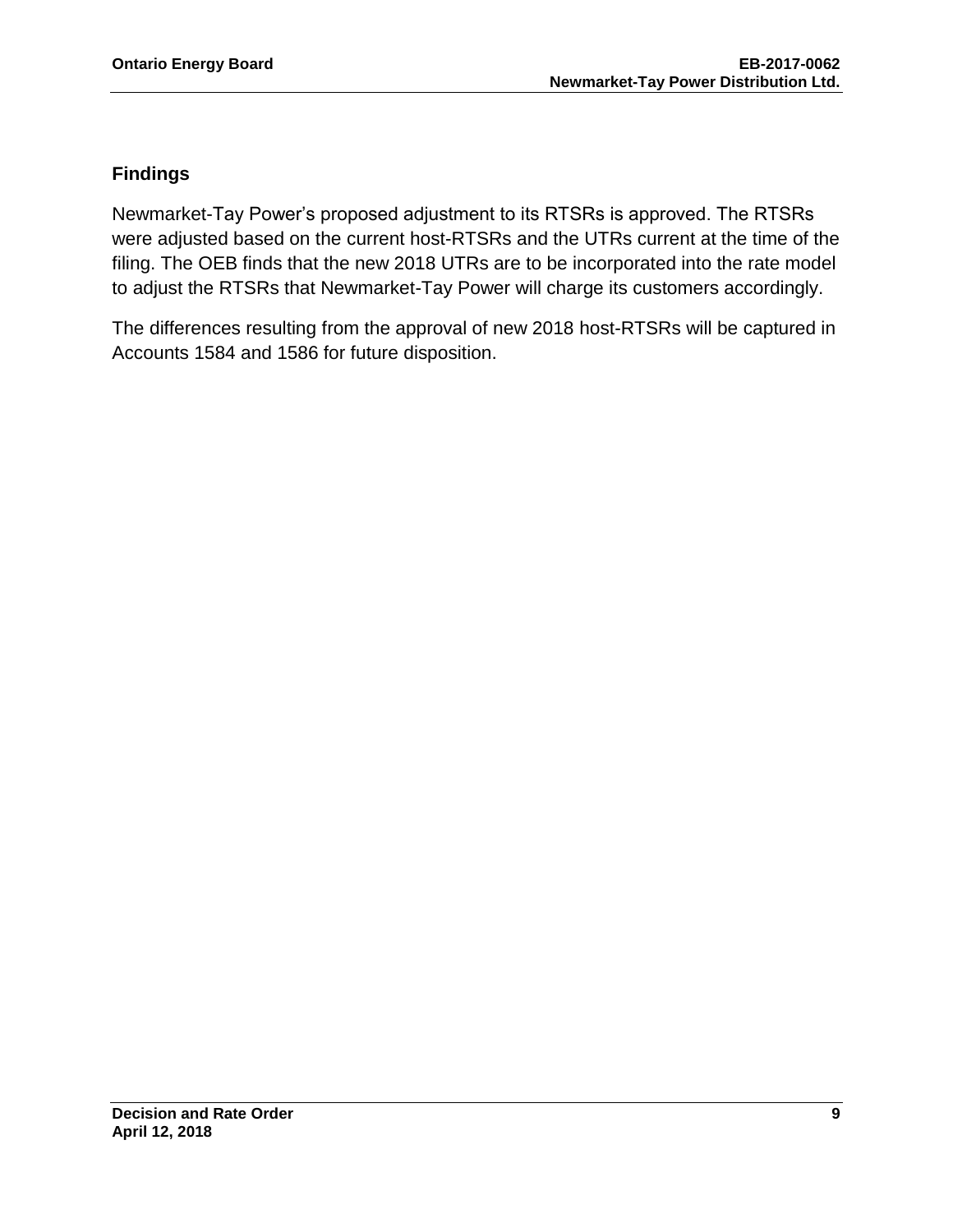## Findings

Newmarket-Tay Power's proposed adjustment to its RTSRs is approved. The RTSRs were adjusted based on the current host-RTSRs and the UTRs current at the time of the filing. The OEB finds that the new 2018 UTRs are to be incorporated into the rate model to adjust the RTSRs that Newmarket-Tay Power will charge its customers accordingly.

The differences resulting from the approval of new 2018 host-RTSRs will be captured in Accounts 1584 and 1586 for future disposition.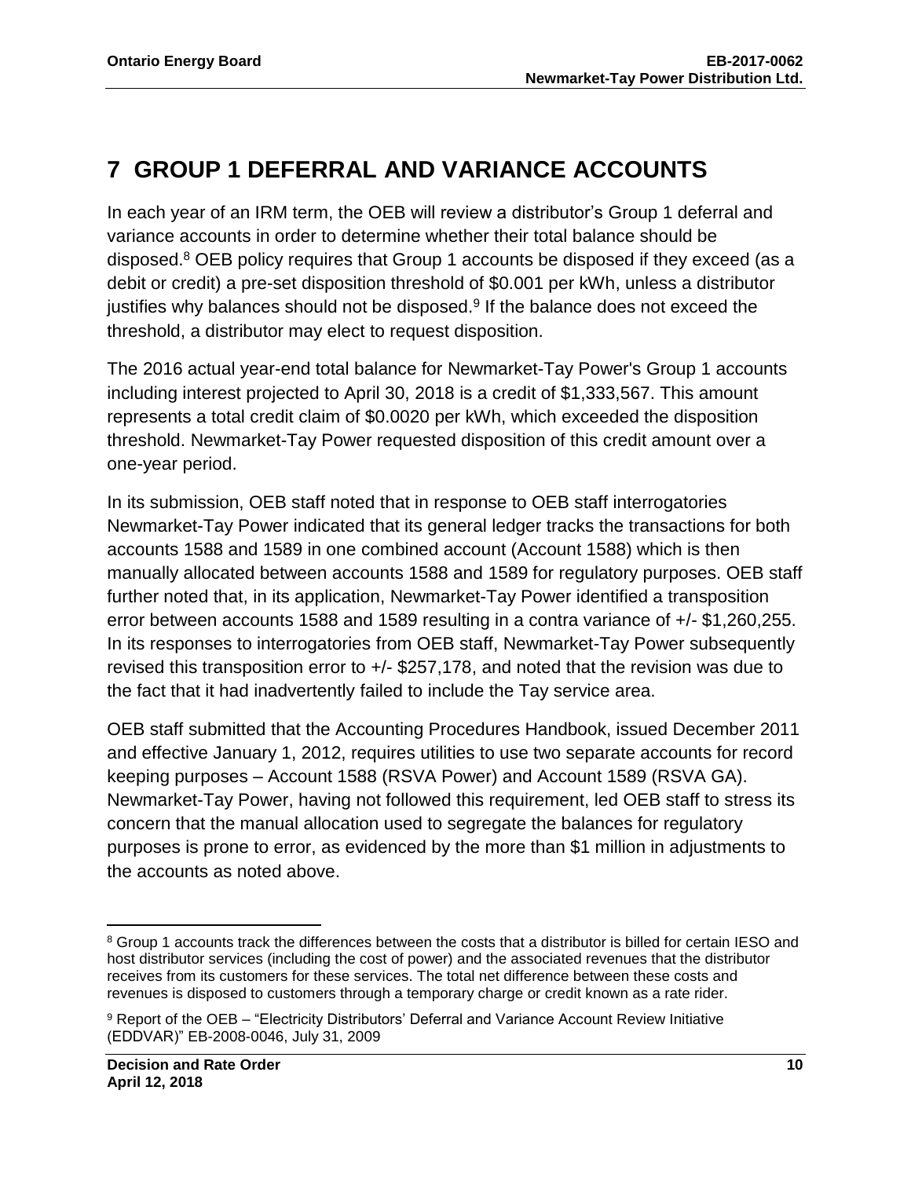# 7 GROUP 1 DEFERRAL AND VARIANCE ACCOUNTS

In each year of an IRM term, the OEB will review a distributor's Group 1 deferral and variance accounts in order to determine whether their total balance should be disposed.[8] OEB policy requires that Group 1 accounts be disposed if they exceed (as a debit or credit) a pre-set disposition threshold of $0.001 per kWh, unless a distributor justifies why balances should not be disposed.[9] If the balance does not exceed the threshold, a distributor may elect to request disposition.

The 2016 actual year-end total balance for Newmarket-Tay Power's Group 1 accounts including interest projected to April 30, 2018 is a credit of $1,333,567. This amount represents a total credit claim of $0.0020 per kWh, which exceeded the disposition threshold. Newmarket-Tay Power requested disposition of this credit amount over a one-year period.

In its submission, OEB staff noted that in response to OEB staff interrogatories Newmarket-Tay Power indicated that its general ledger tracks the transactions for both accounts 1588 and 1589 in one combined account (Account 1588) which is then manually allocated between accounts 1588 and 1589 for regulatory purposes. OEB staff further noted that, in its application, Newmarket-Tay Power identified a transposition error between accounts 1588 and 1589 resulting in a contra variance of +/- $1,260,255. In its responses to interrogatories from OEB staff, Newmarket-Tay Power subsequently revised this transposition error to +/- $257,178, and noted that the revision was due to the fact that it had inadvertently failed to include the Tay service area.

OEB staff submitted that the Accounting Procedures Handbook, issued December 2011 and effective January 1, 2012, requires utilities to use two separate accounts for record keeping purposes – Account 1588 (RSVA Power) and Account 1589 (RSVA GA). Newmarket-Tay Power, having not followed this requirement, led OEB staff to stress its concern that the manual allocation used to segregate the balances for regulatory purposes is prone to error, as evidenced by the more than $1 million in adjustments to the accounts as noted above.

[8] Group 1 accounts track the differences between the costs that a distributor is billed for certain IESO and host distributor services (including the cost of power) and the associated revenues that the distributor receives from its customers for these services. The total net difference between these costs and revenues is disposed to customers through a temporary charge or credit known as a rate rider.

[9] Report of the OEB – "Electricity Distributors' Deferral and Variance Account Review Initiative (EDDVAR)" EB-2008-0046, July 31, 2009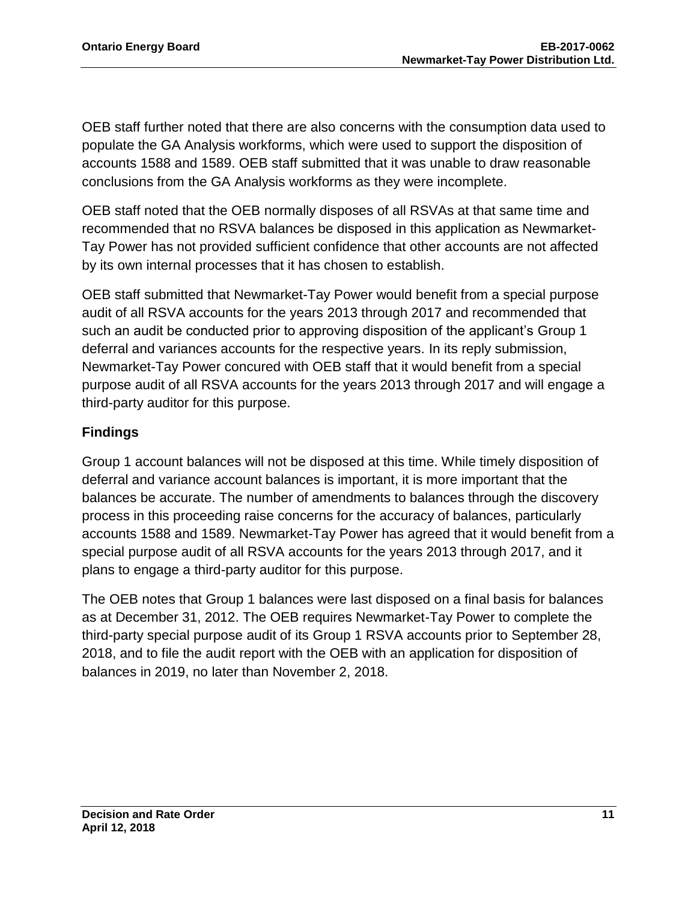OEB staff further noted that there are also concerns with the consumption data used to populate the GA Analysis workforms, which were used to support the disposition of accounts 1588 and 1589. OEB staff submitted that it was unable to draw reasonable conclusions from the GA Analysis workforms as they were incomplete.

OEB staff noted that the OEB normally disposes of all RSVAs at that same time and recommended that no RSVA balances be disposed in this application as Newmarket-Tay Power has not provided sufficient confidence that other accounts are not affected by its own internal processes that it has chosen to establish.

OEB staff submitted that Newmarket-Tay Power would benefit from a special purpose audit of all RSVA accounts for the years 2013 through 2017 and recommended that such an audit be conducted prior to approving disposition of the applicant's Group 1 deferral and variances accounts for the respective years. In its reply submission, Newmarket-Tay Power concured with OEB staff that it would benefit from a special purpose audit of all RSVA accounts for the years 2013 through 2017 and will engage a third-party auditor for this purpose.

### Findings

Group 1 account balances will not be disposed at this time. While timely disposition of deferral and variance account balances is important, it is more important that the balances be accurate. The number of amendments to balances through the discovery process in this proceeding raise concerns for the accuracy of balances, particularly accounts 1588 and 1589. Newmarket-Tay Power has agreed that it would benefit from a special purpose audit of all RSVA accounts for the years 2013 through 2017, and it plans to engage a third-party auditor for this purpose.

The OEB notes that Group 1 balances were last disposed on a final basis for balances as at December 31, 2012. The OEB requires Newmarket-Tay Power to complete the third-party special purpose audit of its Group 1 RSVA accounts prior to September 28, 2018, and to file the audit report with the OEB with an application for disposition of balances in 2019, no later than November 2, 2018.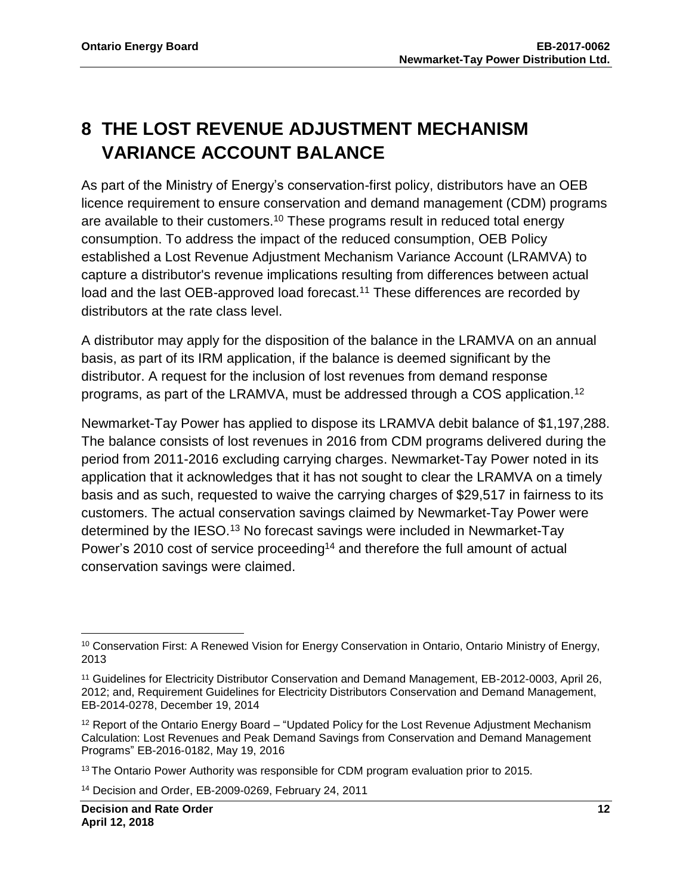# 8 THE LOST REVENUE ADJUSTMENT MECHANISM VARIANCE ACCOUNT BALANCE

As part of the Ministry of Energy's conservation-first policy, distributors have an OEB licence requirement to ensure conservation and demand management (CDM) programs are available to their customers.[10] These programs result in reduced total energy consumption. To address the impact of the reduced consumption, OEB Policy established a Lost Revenue Adjustment Mechanism Variance Account (LRAMVA) to capture a distributor's revenue implications resulting from differences between actual load and the last OEB-approved load forecast.[11] These differences are recorded by distributors at the rate class level.

A distributor may apply for the disposition of the balance in the LRAMVA on an annual basis, as part of its IRM application, if the balance is deemed significant by the distributor. A request for the inclusion of lost revenues from demand response programs, as part of the LRAMVA, must be addressed through a COS application.[12]

Newmarket-Tay Power has applied to dispose its LRAMVA debit balance of $1,197,288. The balance consists of lost revenues in 2016 from CDM programs delivered during the period from 2011-2016 excluding carrying charges. Newmarket-Tay Power noted in its application that it acknowledges that it has not sought to clear the LRAMVA on a timely basis and as such, requested to waive the carrying charges of $29,517 in fairness to its customers. The actual conservation savings claimed by Newmarket-Tay Power were determined by the IESO.[13] No forecast savings were included in Newmarket-Tay Power's 2010 cost of service proceeding[14] and therefore the full amount of actual conservation savings were claimed.

---

[10] Conservation First: A Renewed Vision for Energy Conservation in Ontario, Ontario Ministry of Energy, 2013

[11] Guidelines for Electricity Distributor Conservation and Demand Management, EB-2012-0003, April 26, 2012; and, Requirement Guidelines for Electricity Distributors Conservation and Demand Management, EB-2014-0278, December 19, 2014

[12] Report of the Ontario Energy Board – "Updated Policy for the Lost Revenue Adjustment Mechanism Calculation: Lost Revenues and Peak Demand Savings from Conservation and Demand Management Programs" EB-2016-0182, May 19, 2016

[13] The Ontario Power Authority was responsible for CDM program evaluation prior to 2015.

[14] Decision and Order, EB-2009-0269, February 24, 2011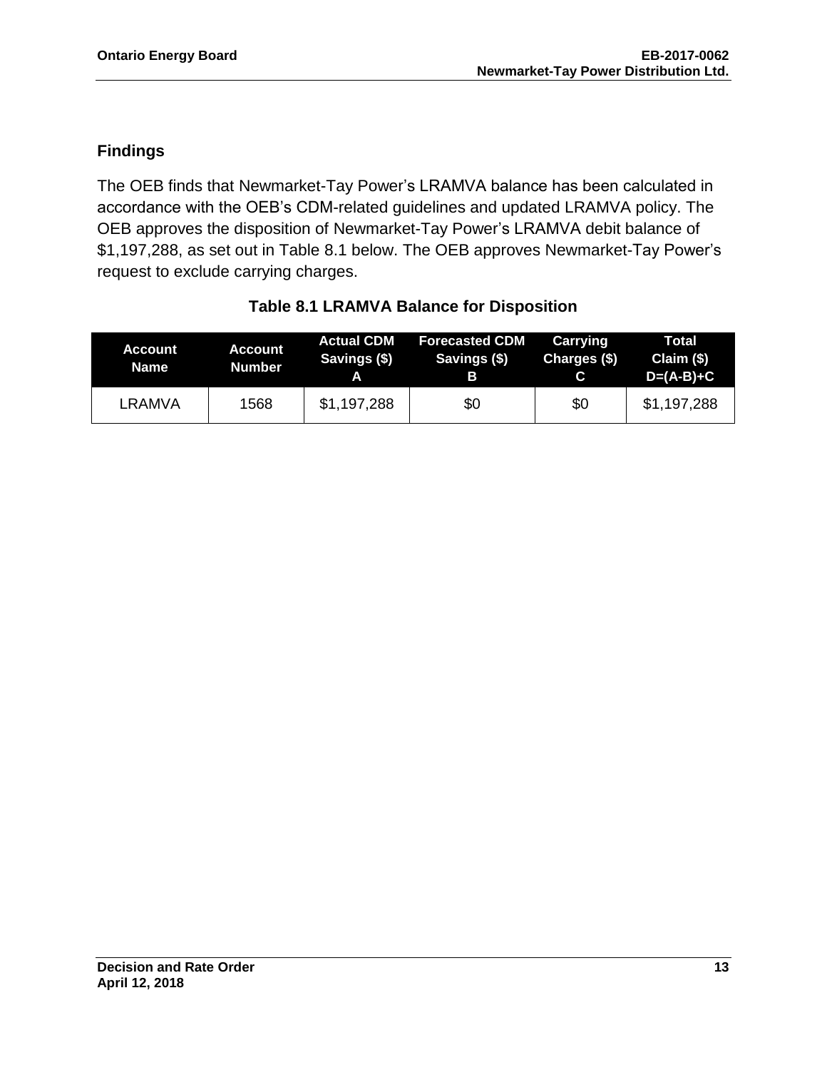## Findings

The OEB finds that Newmarket-Tay Power's LRAMVA balance has been calculated in accordance with the OEB's CDM-related guidelines and updated LRAMVA policy. The OEB approves the disposition of Newmarket-Tay Power's LRAMVA debit balance of $1,197,288, as set out in Table 8.1 below. The OEB approves Newmarket-Tay Power's request to exclude carrying charges.

**Table 8.1 LRAMVA Balance for Disposition**

| Account Name | Account Number | Actual CDM Savings ($) A | Forecasted CDM Savings ($) B | Carrying Charges ($) C | Total Claim ($) D=(A-B)+C |
|---|---|---|---|---|---|
| LRAMVA | 1568 | $1,197,288 | $0 | $0 | $1,197,288 |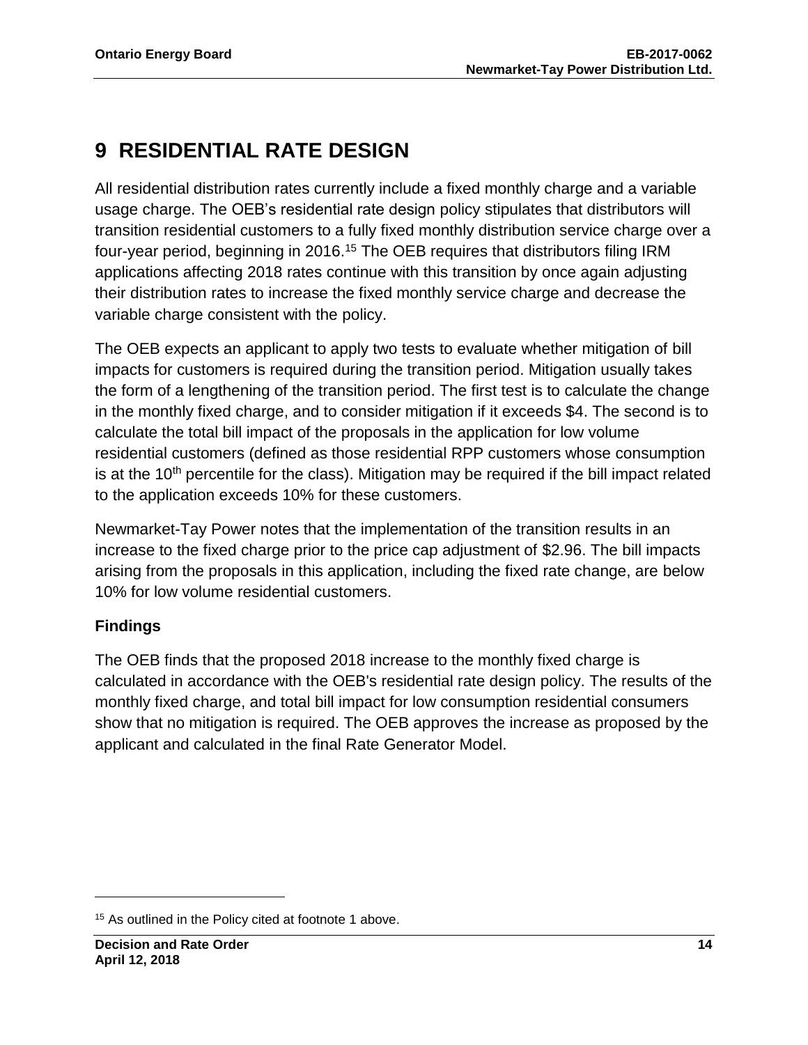# 9 RESIDENTIAL RATE DESIGN

All residential distribution rates currently include a fixed monthly charge and a variable usage charge. The OEB's residential rate design policy stipulates that distributors will transition residential customers to a fully fixed monthly distribution service charge over a four-year period, beginning in 2016.[15] The OEB requires that distributors filing IRM applications affecting 2018 rates continue with this transition by once again adjusting their distribution rates to increase the fixed monthly service charge and decrease the variable charge consistent with the policy.

The OEB expects an applicant to apply two tests to evaluate whether mitigation of bill impacts for customers is required during the transition period. Mitigation usually takes the form of a lengthening of the transition period. The first test is to calculate the change in the monthly fixed charge, and to consider mitigation if it exceeds $4. The second is to calculate the total bill impact of the proposals in the application for low volume residential customers (defined as those residential RPP customers whose consumption is at the 10th percentile for the class). Mitigation may be required if the bill impact related to the application exceeds 10% for these customers.

Newmarket-Tay Power notes that the implementation of the transition results in an increase to the fixed charge prior to the price cap adjustment of $2.96. The bill impacts arising from the proposals in this application, including the fixed rate change, are below 10% for low volume residential customers.

## Findings

The OEB finds that the proposed 2018 increase to the monthly fixed charge is calculated in accordance with the OEB's residential rate design policy. The results of the monthly fixed charge, and total bill impact for low consumption residential consumers show that no mitigation is required. The OEB approves the increase as proposed by the applicant and calculated in the final Rate Generator Model.

[15] As outlined in the Policy cited at footnote 1 above.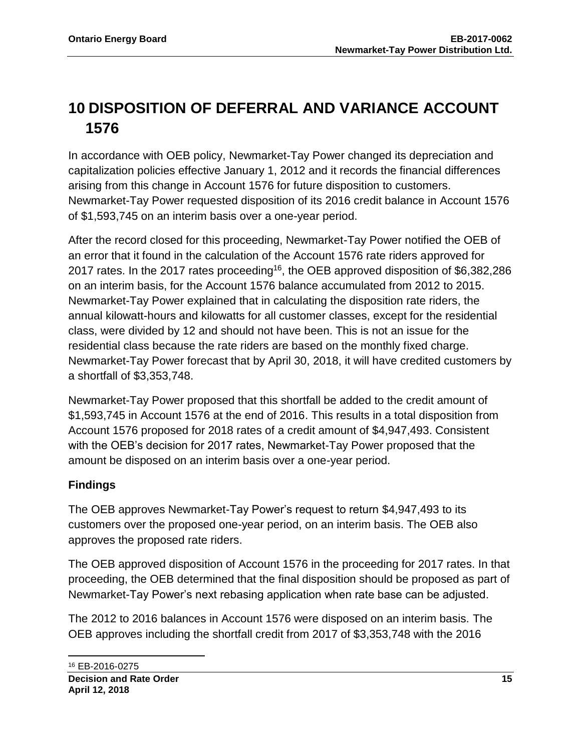# 10 DISPOSITION OF DEFERRAL AND VARIANCE ACCOUNT 1576

In accordance with OEB policy, Newmarket-Tay Power changed its depreciation and capitalization policies effective January 1, 2012 and it records the financial differences arising from this change in Account 1576 for future disposition to customers. Newmarket-Tay Power requested disposition of its 2016 credit balance in Account 1576 of $1,593,745 on an interim basis over a one-year period.

After the record closed for this proceeding, Newmarket-Tay Power notified the OEB of an error that it found in the calculation of the Account 1576 rate riders approved for 2017 rates. In the 2017 rates proceeding[16], the OEB approved disposition of $6,382,286 on an interim basis, for the Account 1576 balance accumulated from 2012 to 2015. Newmarket-Tay Power explained that in calculating the disposition rate riders, the annual kilowatt-hours and kilowatts for all customer classes, except for the residential class, were divided by 12 and should not have been. This is not an issue for the residential class because the rate riders are based on the monthly fixed charge. Newmarket-Tay Power forecast that by April 30, 2018, it will have credited customers by a shortfall of $3,353,748.

Newmarket-Tay Power proposed that this shortfall be added to the credit amount of $1,593,745 in Account 1576 at the end of 2016. This results in a total disposition from Account 1576 proposed for 2018 rates of a credit amount of $4,947,493. Consistent with the OEB's decision for 2017 rates, Newmarket-Tay Power proposed that the amount be disposed on an interim basis over a one-year period.

### Findings

The OEB approves Newmarket-Tay Power's request to return $4,947,493 to its customers over the proposed one-year period, on an interim basis. The OEB also approves the proposed rate riders.

The OEB approved disposition of Account 1576 in the proceeding for 2017 rates. In that proceeding, the OEB determined that the final disposition should be proposed as part of Newmarket-Tay Power's next rebasing application when rate base can be adjusted.

The 2012 to 2016 balances in Account 1576 were disposed on an interim basis. The OEB approves including the shortfall credit from 2017 of $3,353,748 with the 2016

[16] EB-2016-0275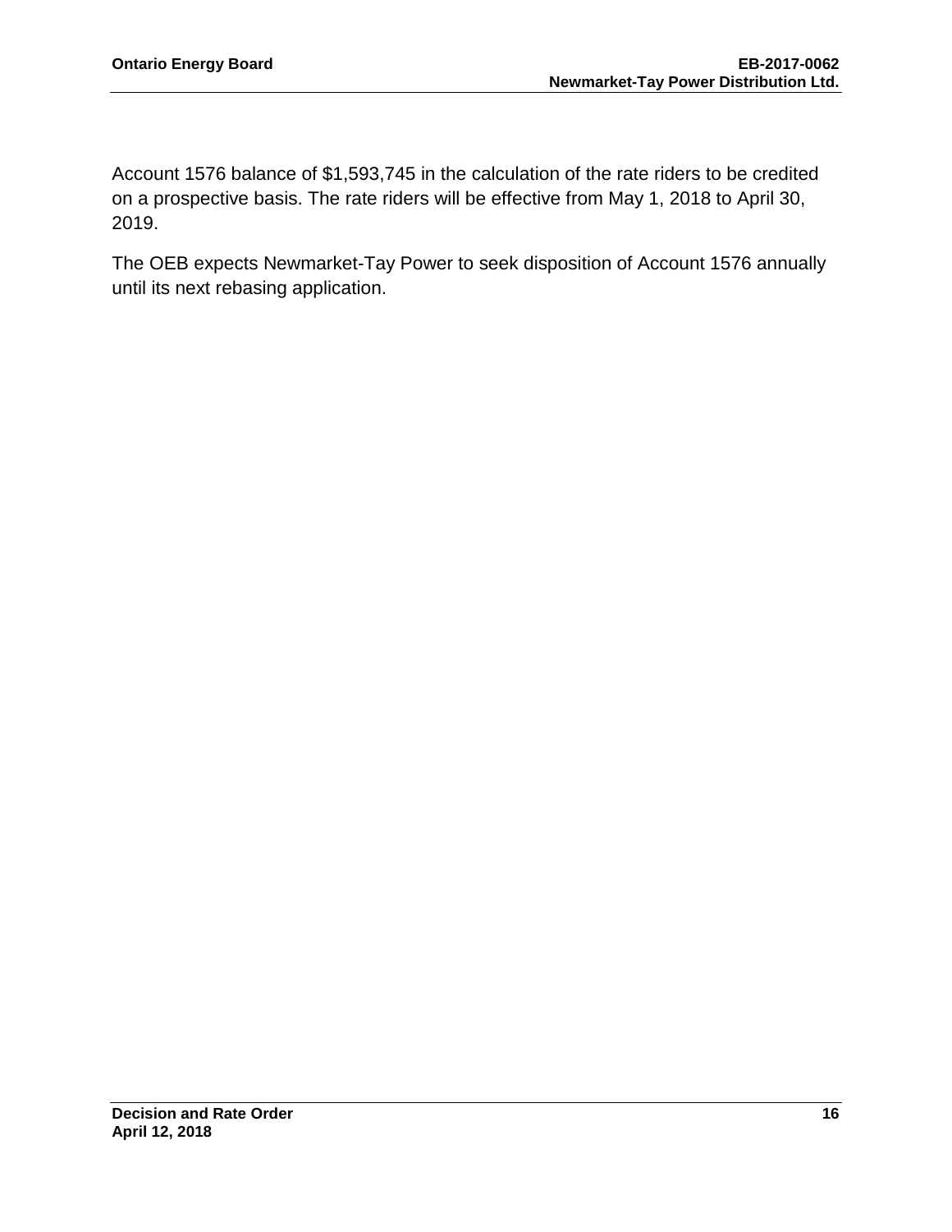Account 1576 balance of $1,593,745 in the calculation of the rate riders to be credited on a prospective basis. The rate riders will be effective from May 1, 2018 to April 30, 2019.

The OEB expects Newmarket-Tay Power to seek disposition of Account 1576 annually until its next rebasing application.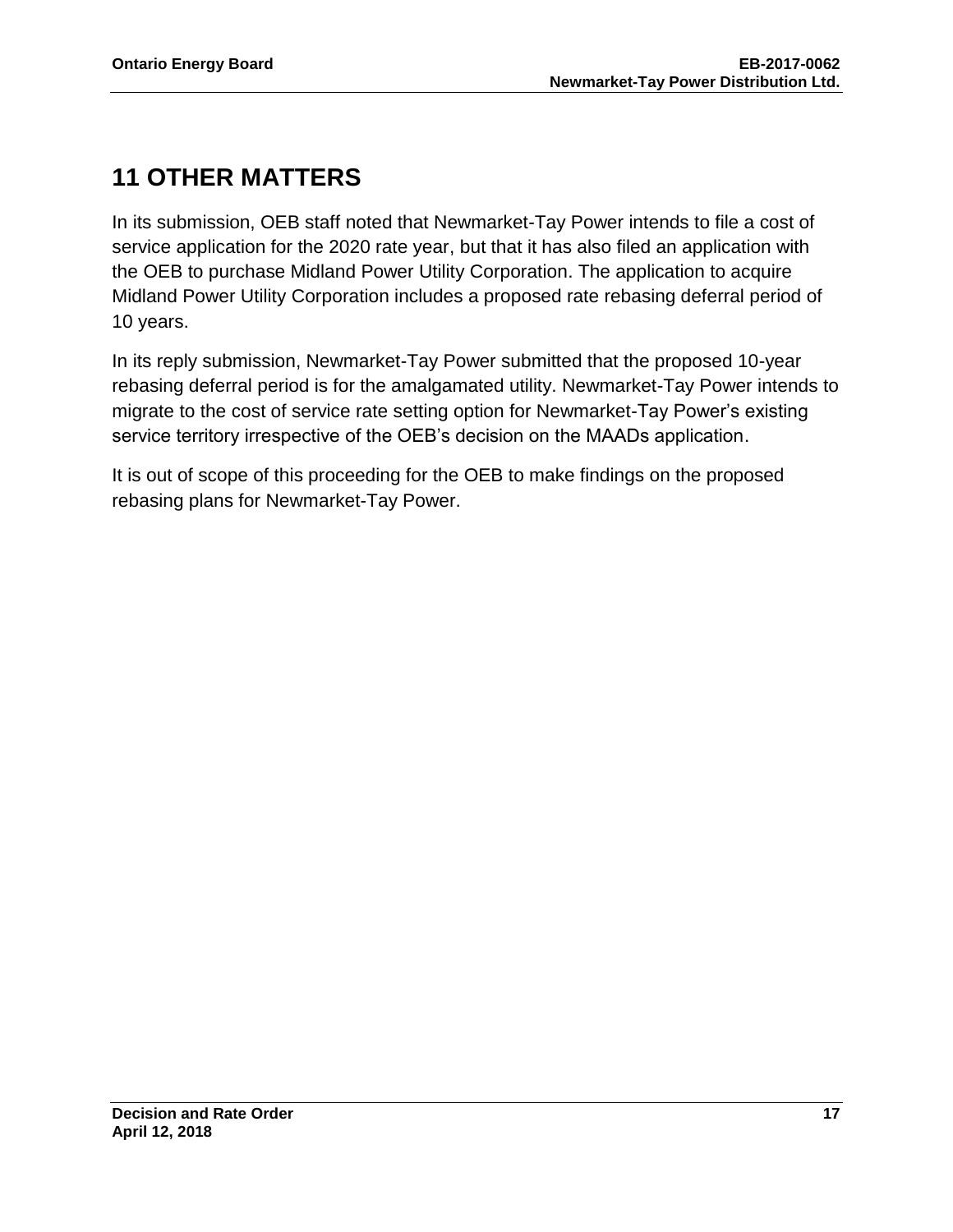# 11 OTHER MATTERS

In its submission, OEB staff noted that Newmarket-Tay Power intends to file a cost of service application for the 2020 rate year, but that it has also filed an application with the OEB to purchase Midland Power Utility Corporation. The application to acquire Midland Power Utility Corporation includes a proposed rate rebasing deferral period of 10 years.

In its reply submission, Newmarket-Tay Power submitted that the proposed 10-year rebasing deferral period is for the amalgamated utility. Newmarket-Tay Power intends to migrate to the cost of service rate setting option for Newmarket-Tay Power's existing service territory irrespective of the OEB's decision on the MAADs application.

It is out of scope of this proceeding for the OEB to make findings on the proposed rebasing plans for Newmarket-Tay Power.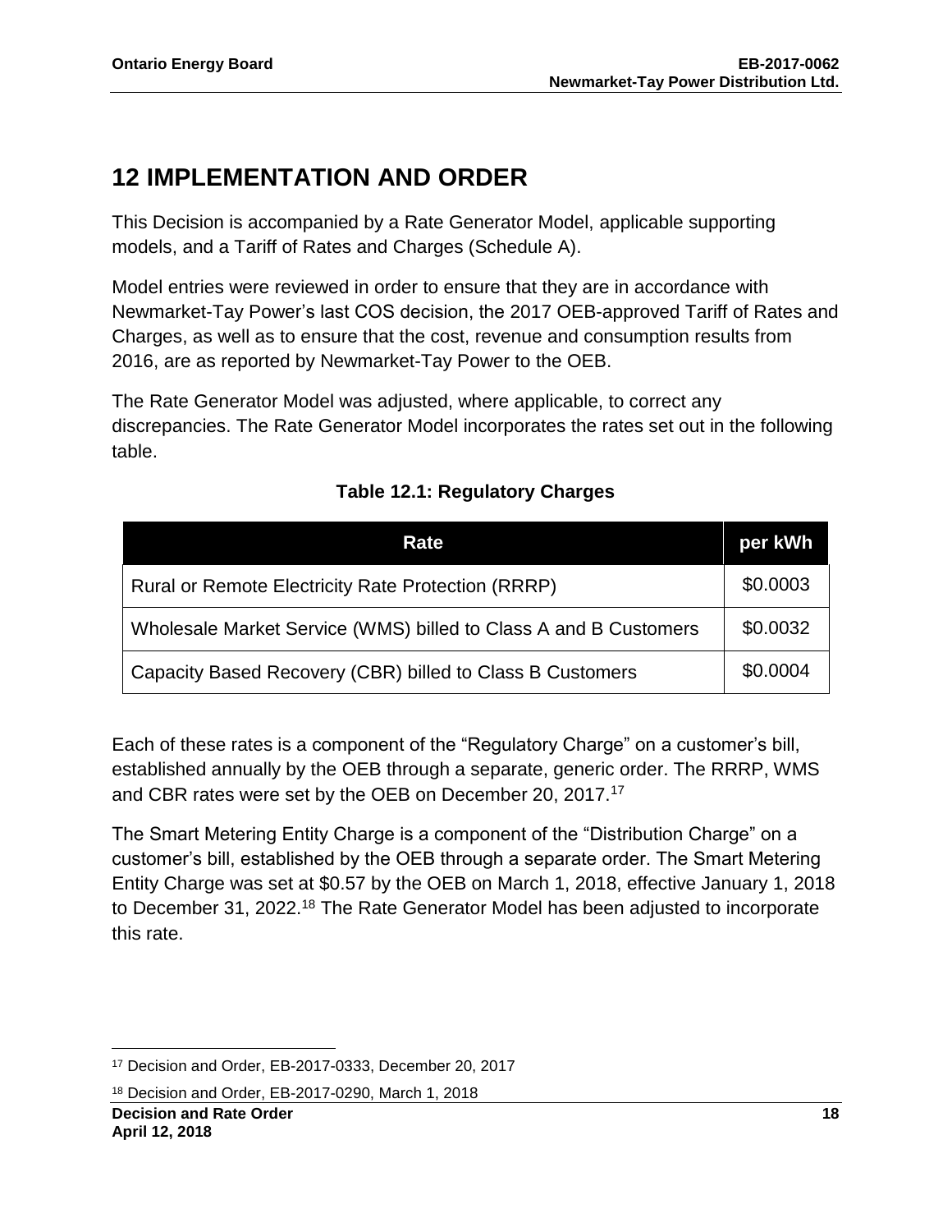# 12 IMPLEMENTATION AND ORDER

This Decision is accompanied by a Rate Generator Model, applicable supporting models, and a Tariff of Rates and Charges (Schedule A).

Model entries were reviewed in order to ensure that they are in accordance with Newmarket-Tay Power's last COS decision, the 2017 OEB-approved Tariff of Rates and Charges, as well as to ensure that the cost, revenue and consumption results from 2016, are as reported by Newmarket-Tay Power to the OEB.

The Rate Generator Model was adjusted, where applicable, to correct any discrepancies. The Rate Generator Model incorporates the rates set out in the following table.

**Table 12.1: Regulatory Charges**

| Rate | per kWh |
|---|---|
| Rural or Remote Electricity Rate Protection (RRRP) | \$0.0003 |
| Wholesale Market Service (WMS) billed to Class A and B Customers | \$0.0032 |
| Capacity Based Recovery (CBR) billed to Class B Customers | \$0.0004 |

Each of these rates is a component of the "Regulatory Charge" on a customer's bill, established annually by the OEB through a separate, generic order. The RRRP, WMS and CBR rates were set by the OEB on December 20, 2017.[17]

The Smart Metering Entity Charge is a component of the "Distribution Charge" on a customer's bill, established by the OEB through a separate order. The Smart Metering Entity Charge was set at \$0.57 by the OEB on March 1, 2018, effective January 1, 2018 to December 31, 2022.[18] The Rate Generator Model has been adjusted to incorporate this rate.

[17] Decision and Order, EB-2017-0333, December 20, 2017

[18] Decision and Order, EB-2017-0290, March 1, 2018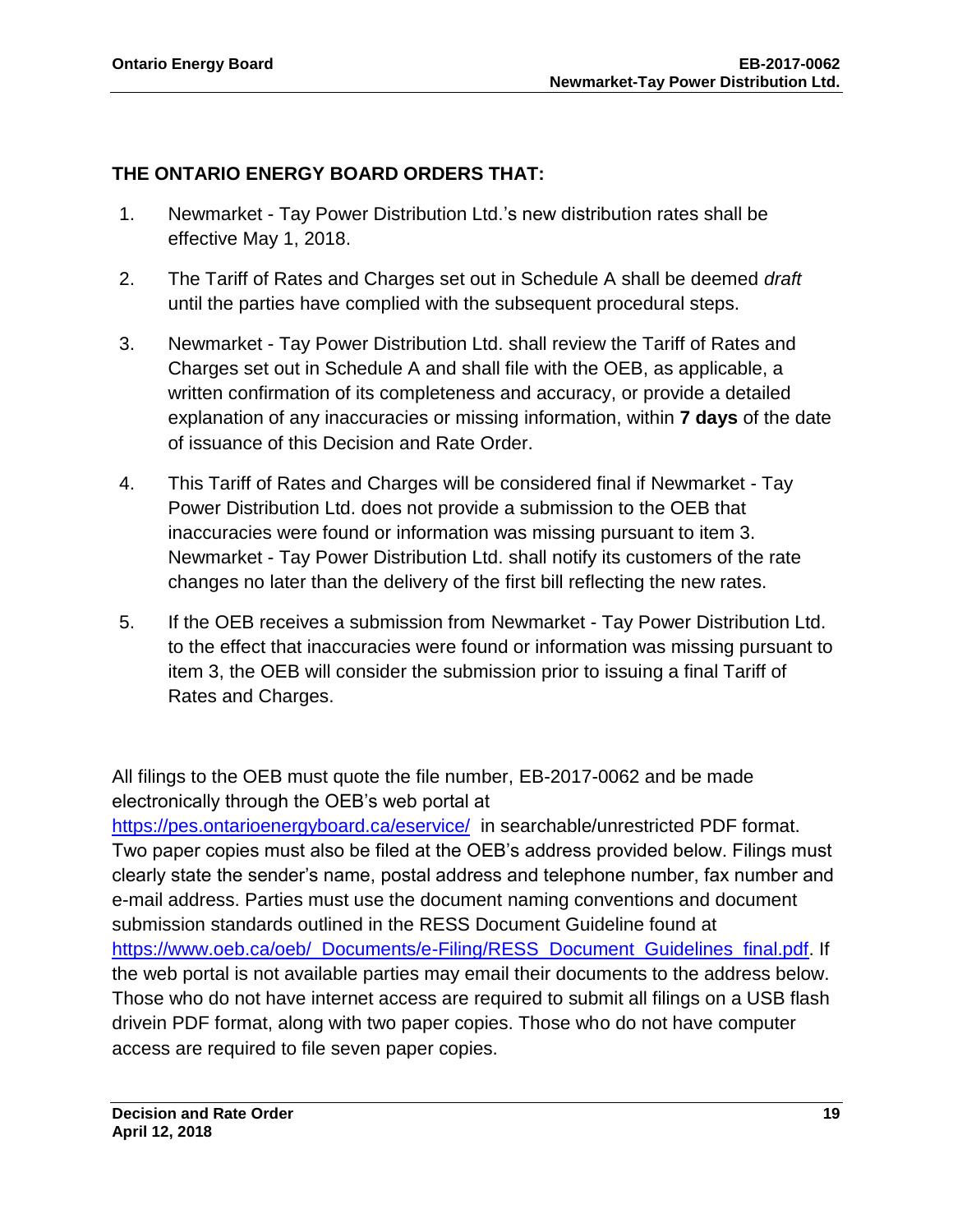## THE ONTARIO ENERGY BOARD ORDERS THAT:

1. Newmarket - Tay Power Distribution Ltd.'s new distribution rates shall be effective May 1, 2018.

2. The Tariff of Rates and Charges set out in Schedule A shall be deemed *draft* until the parties have complied with the subsequent procedural steps.

3. Newmarket - Tay Power Distribution Ltd. shall review the Tariff of Rates and Charges set out in Schedule A and shall file with the OEB, as applicable, a written confirmation of its completeness and accuracy, or provide a detailed explanation of any inaccuracies or missing information, within **7 days** of the date of issuance of this Decision and Rate Order.

4. This Tariff of Rates and Charges will be considered final if Newmarket - Tay Power Distribution Ltd. does not provide a submission to the OEB that inaccuracies were found or information was missing pursuant to item 3. Newmarket - Tay Power Distribution Ltd. shall notify its customers of the rate changes no later than the delivery of the first bill reflecting the new rates.

5. If the OEB receives a submission from Newmarket - Tay Power Distribution Ltd. to the effect that inaccuracies were found or information was missing pursuant to item 3, the OEB will consider the submission prior to issuing a final Tariff of Rates and Charges.

All filings to the OEB must quote the file number, EB-2017-0062 and be made electronically through the OEB's web portal at https://pes.ontarioenergyboard.ca/eservice/ in searchable/unrestricted PDF format. Two paper copies must also be filed at the OEB's address provided below. Filings must clearly state the sender's name, postal address and telephone number, fax number and e-mail address. Parties must use the document naming conventions and document submission standards outlined in the RESS Document Guideline found at https://www.oeb.ca/oeb/_Documents/e-Filing/RESS_Document_Guidelines_final.pdf. If the web portal is not available parties may email their documents to the address below. Those who do not have internet access are required to submit all filings on a USB flash drivein PDF format, along with two paper copies. Those who do not have computer access are required to file seven paper copies.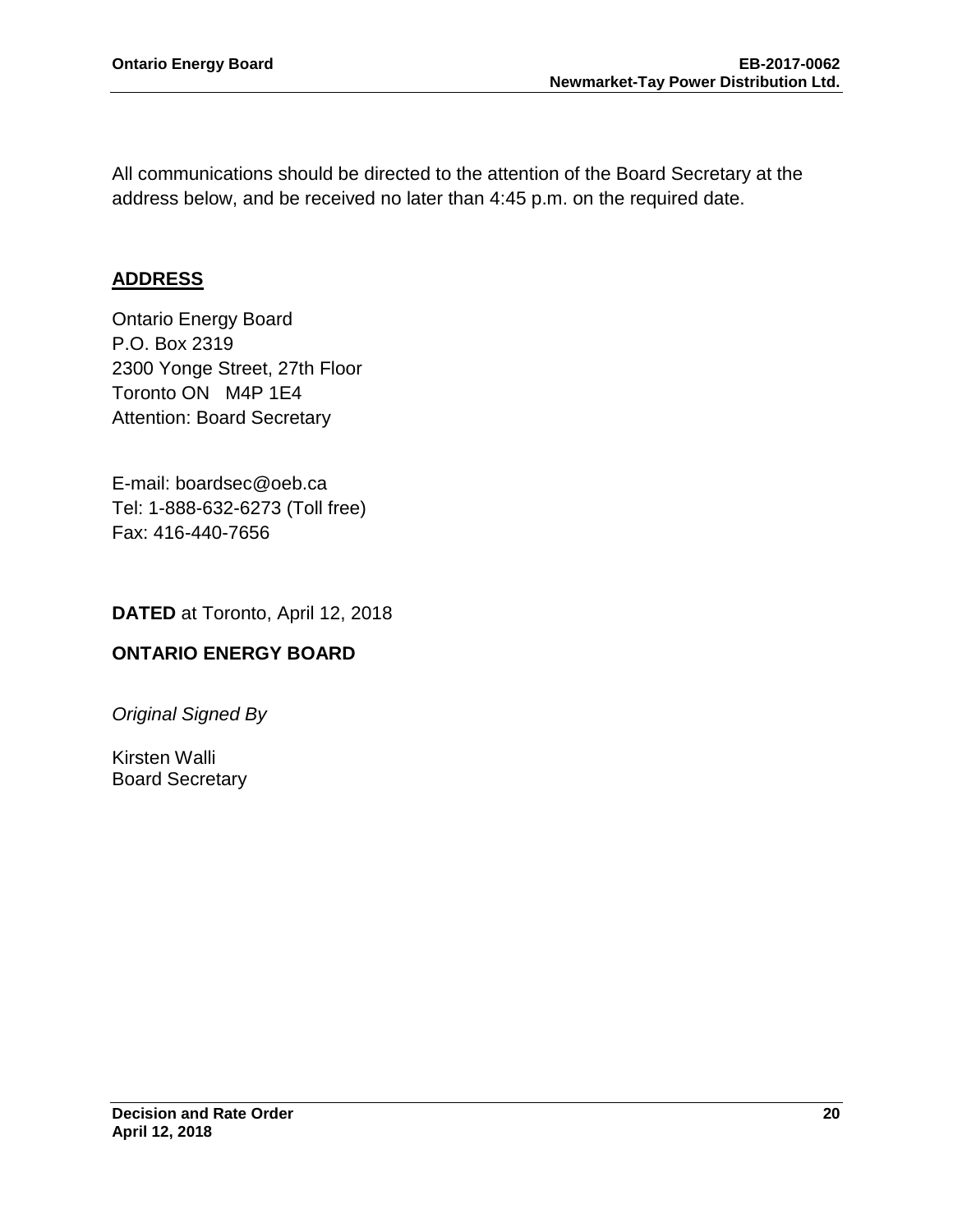All communications should be directed to the attention of the Board Secretary at the address below, and be received no later than 4:45 p.m. on the required date.

## ADDRESS

Ontario Energy Board
P.O. Box 2319
2300 Yonge Street, 27th Floor
Toronto ON   M4P 1E4
Attention: Board Secretary

E-mail: boardsec@oeb.ca
Tel: 1-888-632-6273 (Toll free)
Fax: 416-440-7656

**DATED** at Toronto, April 12, 2018

**ONTARIO ENERGY BOARD**

*Original Signed By*

Kirsten Walli
Board Secretary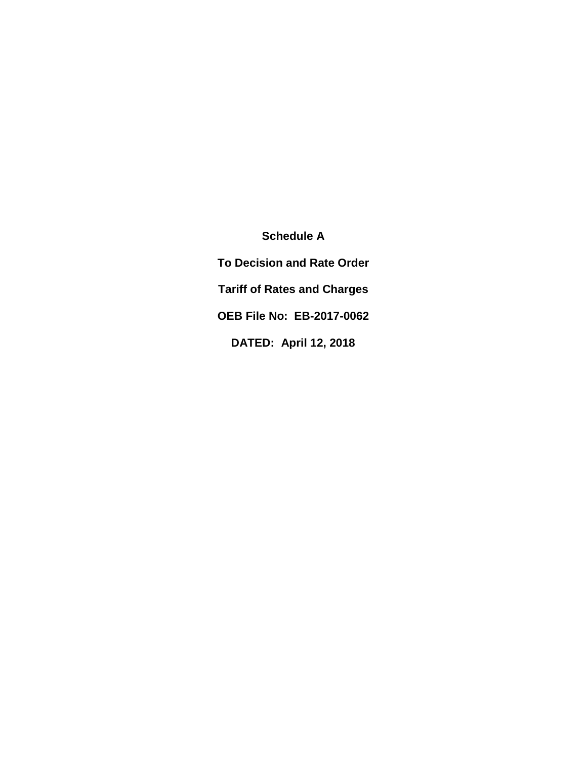**Schedule A**

**To Decision and Rate Order**

**Tariff of Rates and Charges**

**OEB File No: EB-2017-0062**

**DATED: April 12, 2018**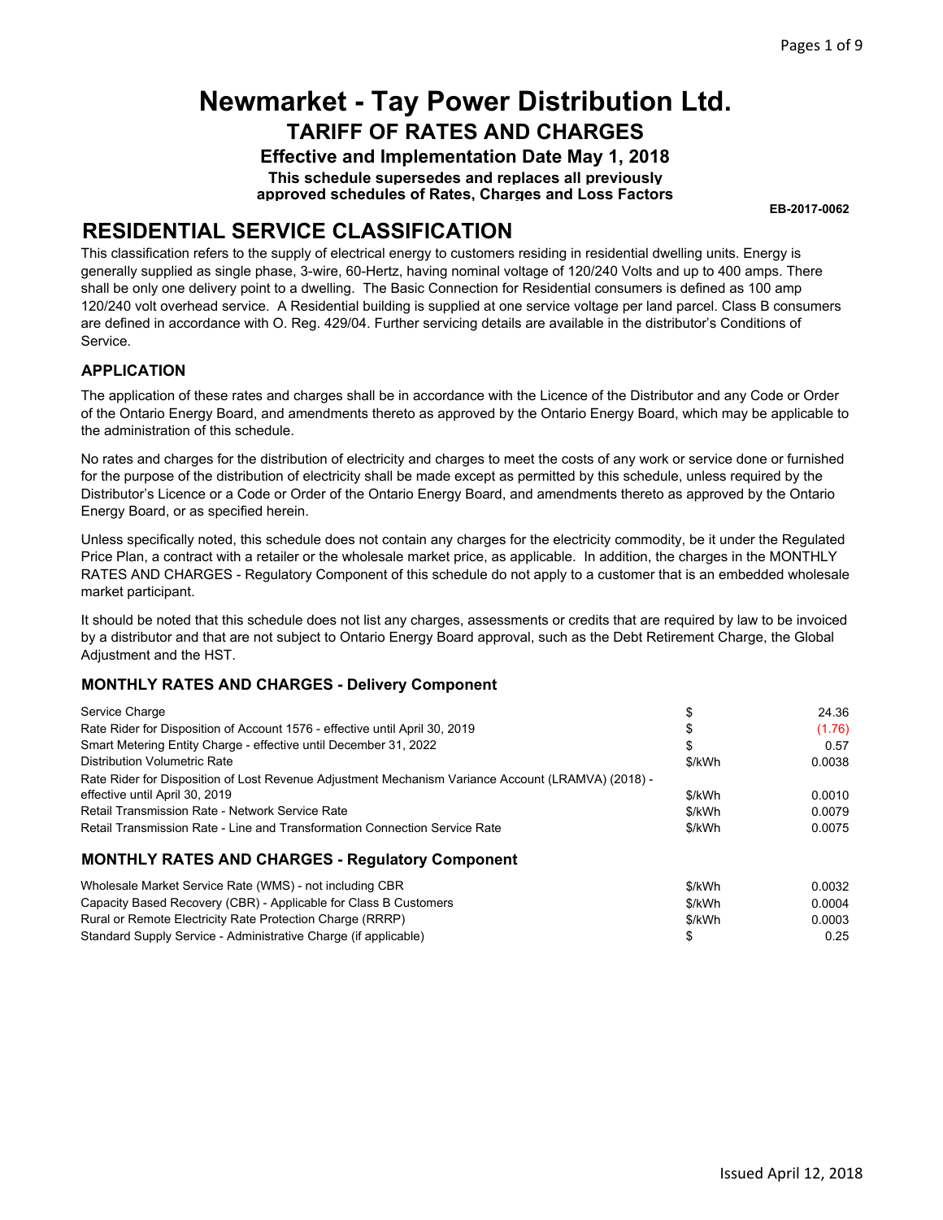# Newmarket - Tay Power Distribution Ltd.

## TARIFF OF RATES AND CHARGES

### Effective and Implementation Date May 1, 2018

**This schedule supersedes and replaces all previously approved schedules of Rates, Charges and Loss Factors**

**EB-2017-0062**

## RESIDENTIAL SERVICE CLASSIFICATION

This classification refers to the supply of electrical energy to customers residing in residential dwelling units. Energy is generally supplied as single phase, 3-wire, 60-Hertz, having nominal voltage of 120/240 Volts and up to 400 amps. There shall be only one delivery point to a dwelling. The Basic Connection for Residential consumers is defined as 100 amp 120/240 volt overhead service. A Residential building is supplied at one service voltage per land parcel. Class B consumers are defined in accordance with O. Reg. 429/04. Further servicing details are available in the distributor's Conditions of Service.

### APPLICATION

The application of these rates and charges shall be in accordance with the Licence of the Distributor and any Code or Order of the Ontario Energy Board, and amendments thereto as approved by the Ontario Energy Board, which may be applicable to the administration of this schedule.

No rates and charges for the distribution of electricity and charges to meet the costs of any work or service done or furnished for the purpose of the distribution of electricity shall be made except as permitted by this schedule, unless required by the Distributor's Licence or a Code or Order of the Ontario Energy Board, and amendments thereto as approved by the Ontario Energy Board, or as specified herein.

Unless specifically noted, this schedule does not contain any charges for the electricity commodity, be it under the Regulated Price Plan, a contract with a retailer or the wholesale market price, as applicable. In addition, the charges in the MONTHLY RATES AND CHARGES - Regulatory Component of this schedule do not apply to a customer that is an embedded wholesale market participant.

It should be noted that this schedule does not list any charges, assessments or credits that are required by law to be invoiced by a distributor and that are not subject to Ontario Energy Board approval, such as the Debt Retirement Charge, the Global Adjustment and the HST.

### MONTHLY RATES AND CHARGES - Delivery Component

| | | |
|---|---|---|
| Service Charge | $ | 24.36 |
| Rate Rider for Disposition of Account 1576 - effective until April 30, 2019 | $ | (1.76) |
| Smart Metering Entity Charge - effective until December 31, 2022 | $ | 0.57 |
| Distribution Volumetric Rate | $/kWh | 0.0038 |
| Rate Rider for Disposition of Lost Revenue Adjustment Mechanism Variance Account (LRAMVA) (2018) - effective until April 30, 2019 | $/kWh | 0.0010 |
| Retail Transmission Rate - Network Service Rate | $/kWh | 0.0079 |
| Retail Transmission Rate - Line and Transformation Connection Service Rate | $/kWh | 0.0075 |

### MONTHLY RATES AND CHARGES - Regulatory Component

| | | |
|---|---|---|
| Wholesale Market Service Rate (WMS) - not including CBR | $/kWh | 0.0032 |
| Capacity Based Recovery (CBR) - Applicable for Class B Customers | $/kWh | 0.0004 |
| Rural or Remote Electricity Rate Protection Charge (RRRP) | $/kWh | 0.0003 |
| Standard Supply Service - Administrative Charge (if applicable) | $ | 0.25 |

Issued April 12, 2018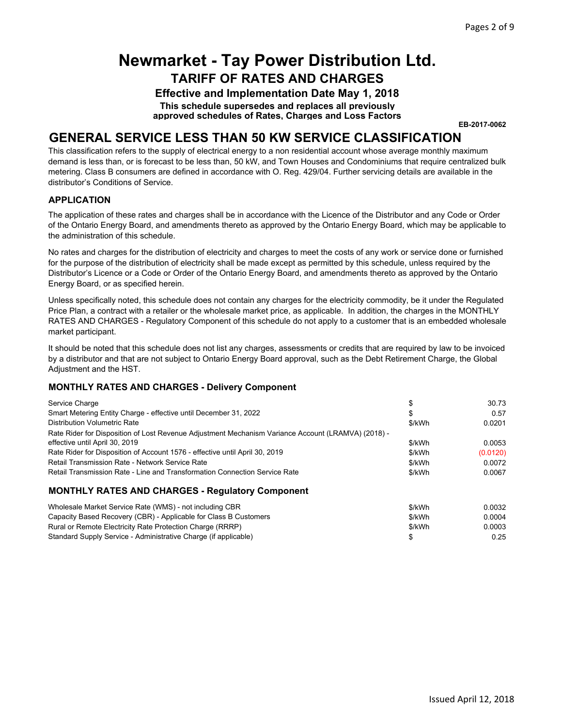# Newmarket - Tay Power Distribution Ltd.

## TARIFF OF RATES AND CHARGES

### Effective and Implementation Date May 1, 2018

**This schedule supersedes and replaces all previously approved schedules of Rates, Charges and Loss Factors**

**EB-2017-0062**

# GENERAL SERVICE LESS THAN 50 KW SERVICE CLASSIFICATION

This classification refers to the supply of electrical energy to a non residential account whose average monthly maximum demand is less than, or is forecast to be less than, 50 kW, and Town Houses and Condominiums that require centralized bulk metering. Class B consumers are defined in accordance with O. Reg. 429/04. Further servicing details are available in the distributor's Conditions of Service.

### APPLICATION

The application of these rates and charges shall be in accordance with the Licence of the Distributor and any Code or Order of the Ontario Energy Board, and amendments thereto as approved by the Ontario Energy Board, which may be applicable to the administration of this schedule.

No rates and charges for the distribution of electricity and charges to meet the costs of any work or service done or furnished for the purpose of the distribution of electricity shall be made except as permitted by this schedule, unless required by the Distributor's Licence or a Code or Order of the Ontario Energy Board, and amendments thereto as approved by the Ontario Energy Board, or as specified herein.

Unless specifically noted, this schedule does not contain any charges for the electricity commodity, be it under the Regulated Price Plan, a contract with a retailer or the wholesale market price, as applicable. In addition, the charges in the MONTHLY RATES AND CHARGES - Regulatory Component of this schedule do not apply to a customer that is an embedded wholesale market participant.

It should be noted that this schedule does not list any charges, assessments or credits that are required by law to be invoiced by a distributor and that are not subject to Ontario Energy Board approval, such as the Debt Retirement Charge, the Global Adjustment and the HST.

### MONTHLY RATES AND CHARGES - Delivery Component

| | | |
|---|---|---|
| Service Charge | $ | 30.73 |
| Smart Metering Entity Charge - effective until December 31, 2022 | $ | 0.57 |
| Distribution Volumetric Rate | $/kWh | 0.0201 |
| Rate Rider for Disposition of Lost Revenue Adjustment Mechanism Variance Account (LRAMVA) (2018) - effective until April 30, 2019 | $/kWh | 0.0053 |
| Rate Rider for Disposition of Account 1576 - effective until April 30, 2019 | $/kWh | (0.0120) |
| Retail Transmission Rate - Network Service Rate | $/kWh | 0.0072 |
| Retail Transmission Rate - Line and Transformation Connection Service Rate | $/kWh | 0.0067 |

### MONTHLY RATES AND CHARGES - Regulatory Component

| | | |
|---|---|---|
| Wholesale Market Service Rate (WMS) - not including CBR | $/kWh | 0.0032 |
| Capacity Based Recovery (CBR) - Applicable for Class B Customers | $/kWh | 0.0004 |
| Rural or Remote Electricity Rate Protection Charge (RRRP) | $/kWh | 0.0003 |
| Standard Supply Service - Administrative Charge (if applicable) | $ | 0.25 |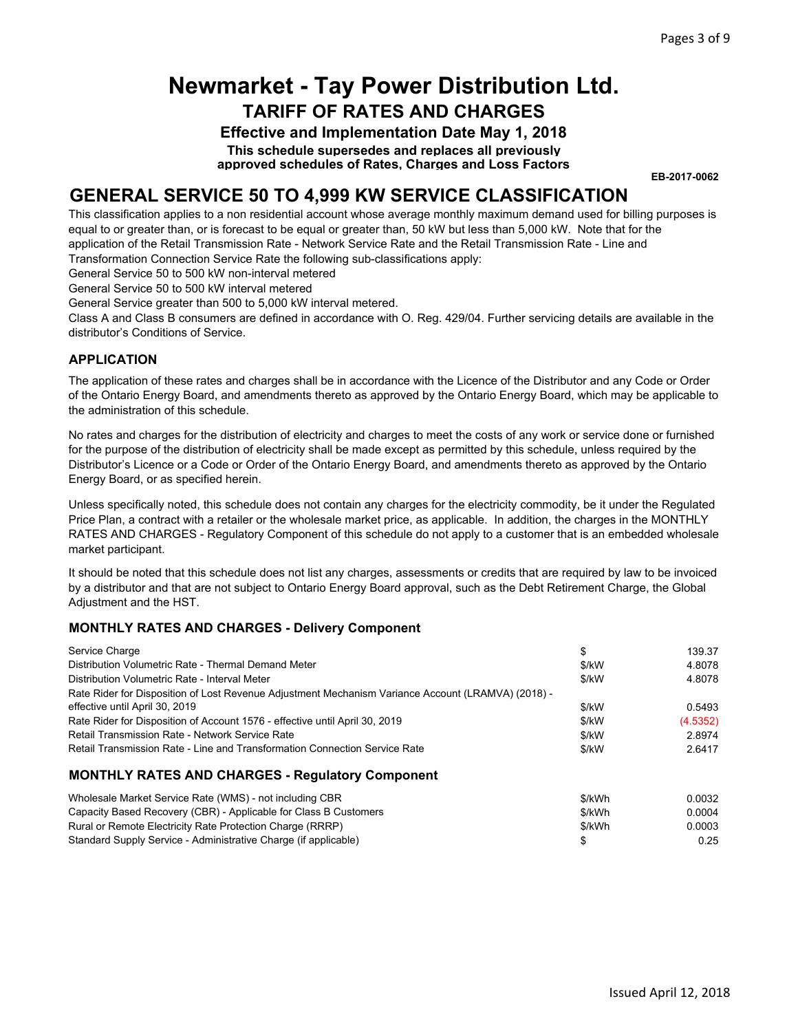# Newmarket - Tay Power Distribution Ltd.

## TARIFF OF RATES AND CHARGES

**Effective and Implementation Date May 1, 2018**

**This schedule supersedes and replaces all previously approved schedules of Rates, Charges and Loss Factors**

**EB-2017-0062**

## GENERAL SERVICE 50 TO 4,999 KW SERVICE CLASSIFICATION

This classification applies to a non residential account whose average monthly maximum demand used for billing purposes is equal to or greater than, or is forecast to be equal or greater than, 50 kW but less than 5,000 kW. Note that for the application of the Retail Transmission Rate - Network Service Rate and the Retail Transmission Rate - Line and Transformation Connection Service Rate the following sub-classifications apply:

General Service 50 to 500 kW non-interval metered

General Service 50 to 500 kW interval metered

General Service greater than 500 to 5,000 kW interval metered.

Class A and Class B consumers are defined in accordance with O. Reg. 429/04. Further servicing details are available in the distributor's Conditions of Service.

### APPLICATION

The application of these rates and charges shall be in accordance with the Licence of the Distributor and any Code or Order of the Ontario Energy Board, and amendments thereto as approved by the Ontario Energy Board, which may be applicable to the administration of this schedule.

No rates and charges for the distribution of electricity and charges to meet the costs of any work or service done or furnished for the purpose of the distribution of electricity shall be made except as permitted by this schedule, unless required by the Distributor's Licence or a Code or Order of the Ontario Energy Board, and amendments thereto as approved by the Ontario Energy Board, or as specified herein.

Unless specifically noted, this schedule does not contain any charges for the electricity commodity, be it under the Regulated Price Plan, a contract with a retailer or the wholesale market price, as applicable. In addition, the charges in the MONTHLY RATES AND CHARGES - Regulatory Component of this schedule do not apply to a customer that is an embedded wholesale market participant.

It should be noted that this schedule does not list any charges, assessments or credits that are required by law to be invoiced by a distributor and that are not subject to Ontario Energy Board approval, such as the Debt Retirement Charge, the Global Adjustment and the HST.

### MONTHLY RATES AND CHARGES - Delivery Component

| | | |
|---|---|---|
| Service Charge | $ | 139.37 |
| Distribution Volumetric Rate - Thermal Demand Meter | $/kW | 4.8078 |
| Distribution Volumetric Rate - Interval Meter | $/kW | 4.8078 |
| Rate Rider for Disposition of Lost Revenue Adjustment Mechanism Variance Account (LRAMVA) (2018) - effective until April 30, 2019 | $/kW | 0.5493 |
| Rate Rider for Disposition of Account 1576 - effective until April 30, 2019 | $/kW | (4.5352) |
| Retail Transmission Rate - Network Service Rate | $/kW | 2.8974 |
| Retail Transmission Rate - Line and Transformation Connection Service Rate | $/kW | 2.6417 |

### MONTHLY RATES AND CHARGES - Regulatory Component

| | | |
|---|---|---|
| Wholesale Market Service Rate (WMS) - not including CBR | $/kWh | 0.0032 |
| Capacity Based Recovery (CBR) - Applicable for Class B Customers | $/kWh | 0.0004 |
| Rural or Remote Electricity Rate Protection Charge (RRRP) | $/kWh | 0.0003 |
| Standard Supply Service - Administrative Charge (if applicable) | $ | 0.25 |

Issued April 12, 2018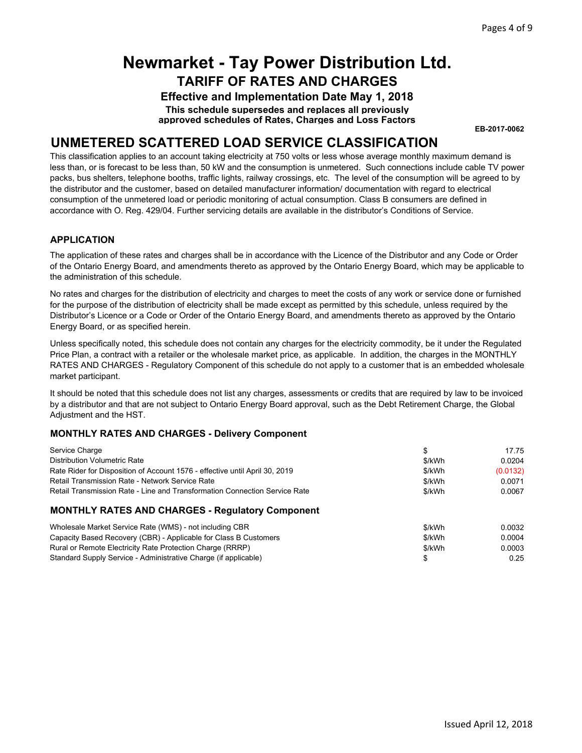# Newmarket - Tay Power Distribution Ltd.

## TARIFF OF RATES AND CHARGES

**Effective and Implementation Date May 1, 2018**

**This schedule supersedes and replaces all previously approved schedules of Rates, Charges and Loss Factors**

**EB-2017-0062**

# UNMETERED SCATTERED LOAD SERVICE CLASSIFICATION

This classification applies to an account taking electricity at 750 volts or less whose average monthly maximum demand is less than, or is forecast to be less than, 50 kW and the consumption is unmetered. Such connections include cable TV power packs, bus shelters, telephone booths, traffic lights, railway crossings, etc. The level of the consumption will be agreed to by the distributor and the customer, based on detailed manufacturer information/ documentation with regard to electrical consumption of the unmetered load or periodic monitoring of actual consumption. Class B consumers are defined in accordance with O. Reg. 429/04. Further servicing details are available in the distributor's Conditions of Service.

### APPLICATION

The application of these rates and charges shall be in accordance with the Licence of the Distributor and any Code or Order of the Ontario Energy Board, and amendments thereto as approved by the Ontario Energy Board, which may be applicable to the administration of this schedule.

No rates and charges for the distribution of electricity and charges to meet the costs of any work or service done or furnished for the purpose of the distribution of electricity shall be made except as permitted by this schedule, unless required by the Distributor's Licence or a Code or Order of the Ontario Energy Board, and amendments thereto as approved by the Ontario Energy Board, or as specified herein.

Unless specifically noted, this schedule does not contain any charges for the electricity commodity, be it under the Regulated Price Plan, a contract with a retailer or the wholesale market price, as applicable. In addition, the charges in the MONTHLY RATES AND CHARGES - Regulatory Component of this schedule do not apply to a customer that is an embedded wholesale market participant.

It should be noted that this schedule does not list any charges, assessments or credits that are required by law to be invoiced by a distributor and that are not subject to Ontario Energy Board approval, such as the Debt Retirement Charge, the Global Adjustment and the HST.

### MONTHLY RATES AND CHARGES - Delivery Component

| | | |
|---|---|---|
| Service Charge | $ | 17.75 |
| Distribution Volumetric Rate | $/kWh | 0.0204 |
| Rate Rider for Disposition of Account 1576 - effective until April 30, 2019 | $/kWh | (0.0132) |
| Retail Transmission Rate - Network Service Rate | $/kWh | 0.0071 |
| Retail Transmission Rate - Line and Transformation Connection Service Rate | $/kWh | 0.0067 |

### MONTHLY RATES AND CHARGES - Regulatory Component

| | | |
|---|---|---|
| Wholesale Market Service Rate (WMS) - not including CBR | $/kWh | 0.0032 |
| Capacity Based Recovery (CBR) - Applicable for Class B Customers | $/kWh | 0.0004 |
| Rural or Remote Electricity Rate Protection Charge (RRRP) | $/kWh | 0.0003 |
| Standard Supply Service - Administrative Charge (if applicable) | $ | 0.25 |

Issued April 12, 2018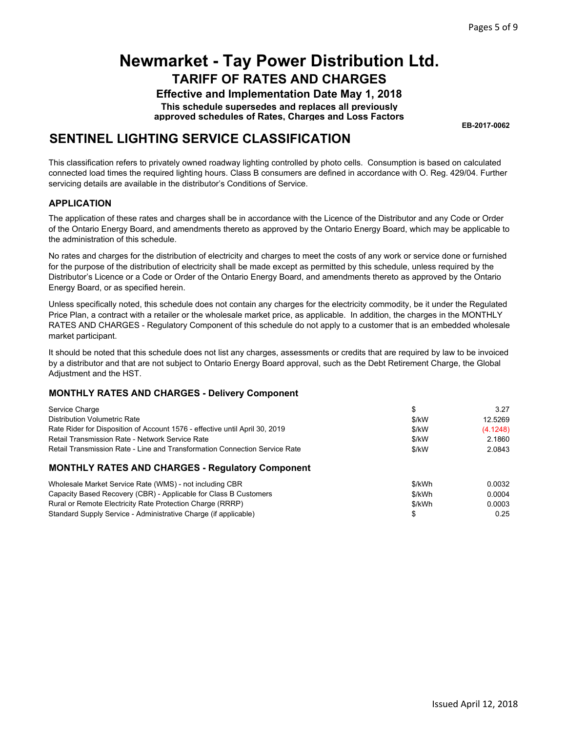# Newmarket - Tay Power Distribution Ltd.

## TARIFF OF RATES AND CHARGES

### Effective and Implementation Date May 1, 2018

**This schedule supersedes and replaces all previously approved schedules of Rates, Charges and Loss Factors**

**EB-2017-0062**

## SENTINEL LIGHTING SERVICE CLASSIFICATION

This classification refers to privately owned roadway lighting controlled by photo cells. Consumption is based on calculated connected load times the required lighting hours. Class B consumers are defined in accordance with O. Reg. 429/04. Further servicing details are available in the distributor's Conditions of Service.

### APPLICATION

The application of these rates and charges shall be in accordance with the Licence of the Distributor and any Code or Order of the Ontario Energy Board, and amendments thereto as approved by the Ontario Energy Board, which may be applicable to the administration of this schedule.

No rates and charges for the distribution of electricity and charges to meet the costs of any work or service done or furnished for the purpose of the distribution of electricity shall be made except as permitted by this schedule, unless required by the Distributor's Licence or a Code or Order of the Ontario Energy Board, and amendments thereto as approved by the Ontario Energy Board, or as specified herein.

Unless specifically noted, this schedule does not contain any charges for the electricity commodity, be it under the Regulated Price Plan, a contract with a retailer or the wholesale market price, as applicable. In addition, the charges in the MONTHLY RATES AND CHARGES - Regulatory Component of this schedule do not apply to a customer that is an embedded wholesale market participant.

It should be noted that this schedule does not list any charges, assessments or credits that are required by law to be invoiced by a distributor and that are not subject to Ontario Energy Board approval, such as the Debt Retirement Charge, the Global Adjustment and the HST.

### MONTHLY RATES AND CHARGES - Delivery Component

| | | |
|---|---|---|
| Service Charge | $ | 3.27 |
| Distribution Volumetric Rate | $/kW | 12.5269 |
| Rate Rider for Disposition of Account 1576 - effective until April 30, 2019 | $/kW | (4.1248) |
| Retail Transmission Rate - Network Service Rate | $/kW | 2.1860 |
| Retail Transmission Rate - Line and Transformation Connection Service Rate | $/kW | 2.0843 |

### MONTHLY RATES AND CHARGES - Regulatory Component

| | | |
|---|---|---|
| Wholesale Market Service Rate (WMS) - not including CBR | $/kWh | 0.0032 |
| Capacity Based Recovery (CBR) - Applicable for Class B Customers | $/kWh | 0.0004 |
| Rural or Remote Electricity Rate Protection Charge (RRRP) | $/kWh | 0.0003 |
| Standard Supply Service - Administrative Charge (if applicable) | $ | 0.25 |

Issued April 12, 2018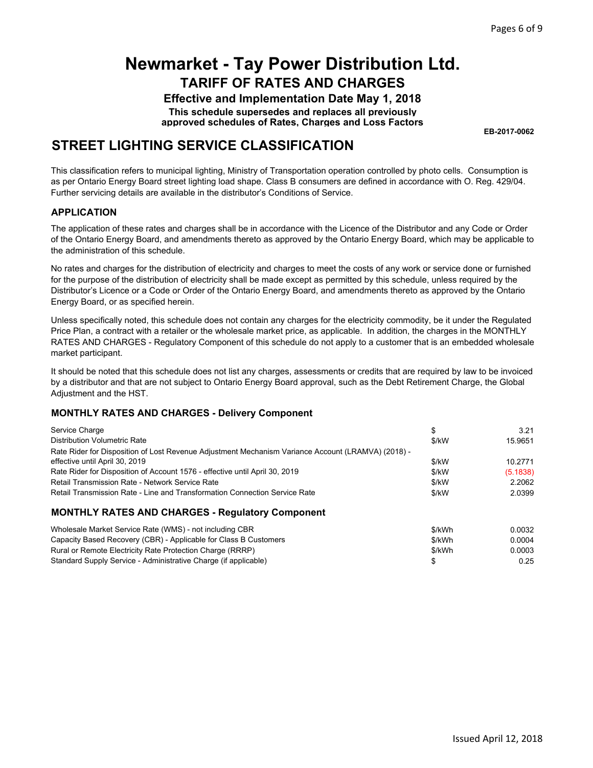# Newmarket - Tay Power Distribution Ltd.

## TARIFF OF RATES AND CHARGES

### Effective and Implementation Date May 1, 2018

**This schedule supersedes and replaces all previously approved schedules of Rates, Charges and Loss Factors**

**EB-2017-0062**

## STREET LIGHTING SERVICE CLASSIFICATION

This classification refers to municipal lighting, Ministry of Transportation operation controlled by photo cells. Consumption is as per Ontario Energy Board street lighting load shape. Class B consumers are defined in accordance with O. Reg. 429/04. Further servicing details are available in the distributor's Conditions of Service.

### APPLICATION

The application of these rates and charges shall be in accordance with the Licence of the Distributor and any Code or Order of the Ontario Energy Board, and amendments thereto as approved by the Ontario Energy Board, which may be applicable to the administration of this schedule.

No rates and charges for the distribution of electricity and charges to meet the costs of any work or service done or furnished for the purpose of the distribution of electricity shall be made except as permitted by this schedule, unless required by the Distributor's Licence or a Code or Order of the Ontario Energy Board, and amendments thereto as approved by the Ontario Energy Board, or as specified herein.

Unless specifically noted, this schedule does not contain any charges for the electricity commodity, be it under the Regulated Price Plan, a contract with a retailer or the wholesale market price, as applicable. In addition, the charges in the MONTHLY RATES AND CHARGES - Regulatory Component of this schedule do not apply to a customer that is an embedded wholesale market participant.

It should be noted that this schedule does not list any charges, assessments or credits that are required by law to be invoiced by a distributor and that are not subject to Ontario Energy Board approval, such as the Debt Retirement Charge, the Global Adjustment and the HST.

### MONTHLY RATES AND CHARGES - Delivery Component

| | | |
|---|---|---|
| Service Charge | $ | 3.21 |
| Distribution Volumetric Rate | $/kW | 15.9651 |
| Rate Rider for Disposition of Lost Revenue Adjustment Mechanism Variance Account (LRAMVA) (2018) - effective until April 30, 2019 | $/kW | 10.2771 |
| Rate Rider for Disposition of Account 1576 - effective until April 30, 2019 | $/kW | (5.1838) |
| Retail Transmission Rate - Network Service Rate | $/kW | 2.2062 |
| Retail Transmission Rate - Line and Transformation Connection Service Rate | $/kW | 2.0399 |

### MONTHLY RATES AND CHARGES - Regulatory Component

| | | |
|---|---|---|
| Wholesale Market Service Rate (WMS) - not including CBR | $/kWh | 0.0032 |
| Capacity Based Recovery (CBR) - Applicable for Class B Customers | $/kWh | 0.0004 |
| Rural or Remote Electricity Rate Protection Charge (RRRP) | $/kWh | 0.0003 |
| Standard Supply Service - Administrative Charge (if applicable) | $ | 0.25 |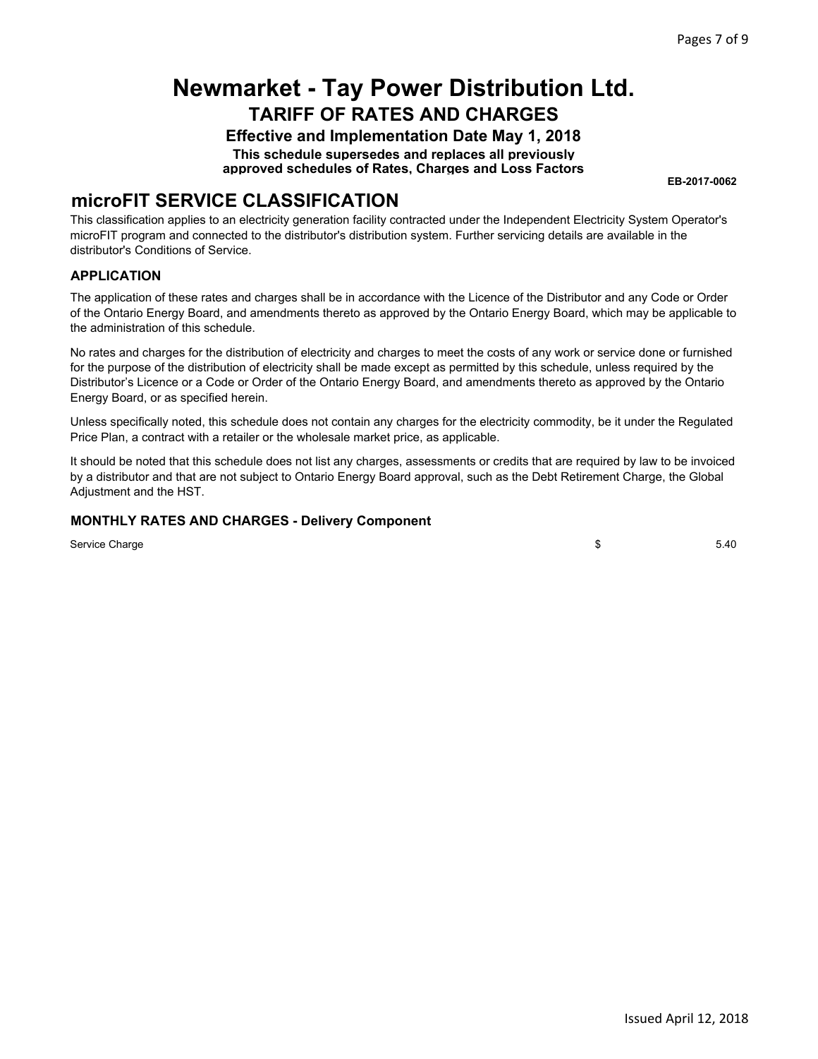# Newmarket - Tay Power Distribution Ltd.

## TARIFF OF RATES AND CHARGES

**Effective and Implementation Date May 1, 2018**

**This schedule supersedes and replaces all previously approved schedules of Rates, Charges and Loss Factors**

**EB-2017-0062**

## microFIT SERVICE CLASSIFICATION

This classification applies to an electricity generation facility contracted under the Independent Electricity System Operator's microFIT program and connected to the distributor's distribution system. Further servicing details are available in the distributor's Conditions of Service.

### APPLICATION

The application of these rates and charges shall be in accordance with the Licence of the Distributor and any Code or Order of the Ontario Energy Board, and amendments thereto as approved by the Ontario Energy Board, which may be applicable to the administration of this schedule.

No rates and charges for the distribution of electricity and charges to meet the costs of any work or service done or furnished for the purpose of the distribution of electricity shall be made except as permitted by this schedule, unless required by the Distributor's Licence or a Code or Order of the Ontario Energy Board, and amendments thereto as approved by the Ontario Energy Board, or as specified herein.

Unless specifically noted, this schedule does not contain any charges for the electricity commodity, be it under the Regulated Price Plan, a contract with a retailer or the wholesale market price, as applicable.

It should be noted that this schedule does not list any charges, assessments or credits that are required by law to be invoiced by a distributor and that are not subject to Ontario Energy Board approval, such as the Debt Retirement Charge, the Global Adjustment and the HST.

### MONTHLY RATES AND CHARGES - Delivery Component

| | | |
|---|---|---|
| Service Charge | $ | 5.40 |

Issued April 12, 2018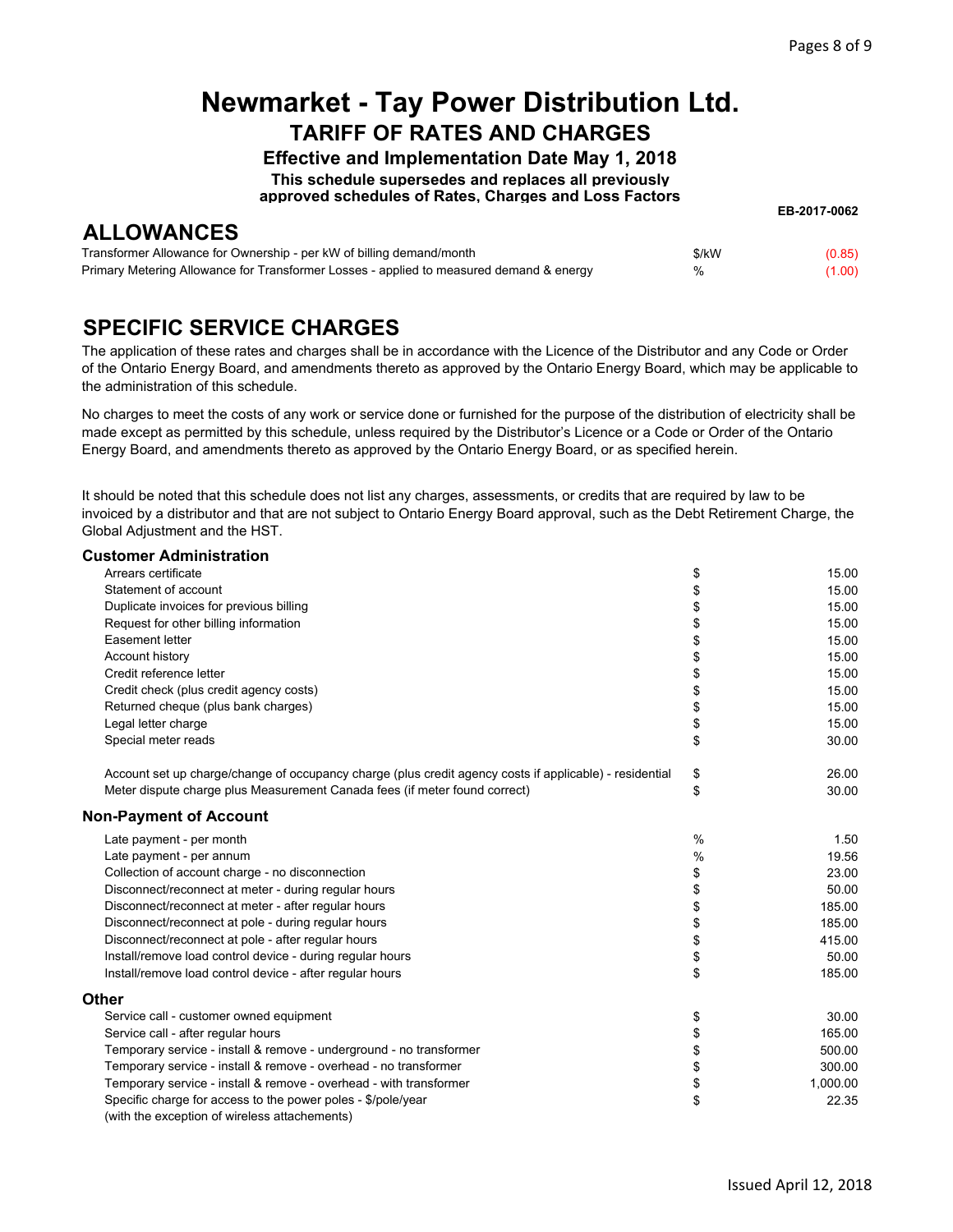# Newmarket - Tay Power Distribution Ltd.

## TARIFF OF RATES AND CHARGES

### Effective and Implementation Date May 1, 2018

**This schedule supersedes and replaces all previously approved schedules of Rates, Charges and Loss Factors**

**EB-2017-0062**

## ALLOWANCES

| | | |
|---|---|---|
| Transformer Allowance for Ownership - per kW of billing demand/month | $/kW | (0.85) |
| Primary Metering Allowance for Transformer Losses - applied to measured demand & energy | % | (1.00) |

## SPECIFIC SERVICE CHARGES

The application of these rates and charges shall be in accordance with the Licence of the Distributor and any Code or Order of the Ontario Energy Board, and amendments thereto as approved by the Ontario Energy Board, which may be applicable to the administration of this schedule.

No charges to meet the costs of any work or service done or furnished for the purpose of the distribution of electricity shall be made except as permitted by this schedule, unless required by the Distributor's Licence or a Code or Order of the Ontario Energy Board, and amendments thereto as approved by the Ontario Energy Board, or as specified herein.

It should be noted that this schedule does not list any charges, assessments, or credits that are required by law to be invoiced by a distributor and that are not subject to Ontario Energy Board approval, such as the Debt Retirement Charge, the Global Adjustment and the HST.

### Customer Administration

| | | |
|---|---|---|
| Arrears certificate | $ | 15.00 |
| Statement of account | $ | 15.00 |
| Duplicate invoices for previous billing | $ | 15.00 |
| Request for other billing information | $ | 15.00 |
| Easement letter | $ | 15.00 |
| Account history | $ | 15.00 |
| Credit reference letter | $ | 15.00 |
| Credit check (plus credit agency costs) | $ | 15.00 |
| Returned cheque (plus bank charges) | $ | 15.00 |
| Legal letter charge | $ | 15.00 |
| Special meter reads | $ | 30.00 |
| Account set up charge/change of occupancy charge (plus credit agency costs if applicable) - residential | $ | 26.00 |
| Meter dispute charge plus Measurement Canada fees (if meter found correct) | $ | 30.00 |

### Non-Payment of Account

| | | |
|---|---|---|
| Late payment - per month | % | 1.50 |
| Late payment - per annum | % | 19.56 |
| Collection of account charge - no disconnection | $ | 23.00 |
| Disconnect/reconnect at meter - during regular hours | $ | 50.00 |
| Disconnect/reconnect at meter - after regular hours | $ | 185.00 |
| Disconnect/reconnect at pole - during regular hours | $ | 185.00 |
| Disconnect/reconnect at pole - after regular hours | $ | 415.00 |
| Install/remove load control device - during regular hours | $ | 50.00 |
| Install/remove load control device - after regular hours | $ | 185.00 |

### Other

| | | |
|---|---|---|
| Service call - customer owned equipment | $ | 30.00 |
| Service call - after regular hours | $ | 165.00 |
| Temporary service - install & remove - underground - no transformer | $ | 500.00 |
| Temporary service - install & remove - overhead - no transformer | $ | 300.00 |
| Temporary service - install & remove - overhead - with transformer | $ | 1,000.00 |
| Specific charge for access to the power poles - $/pole/year (with the exception of wireless attachements) | $ | 22.35 |

Issued April 12, 2018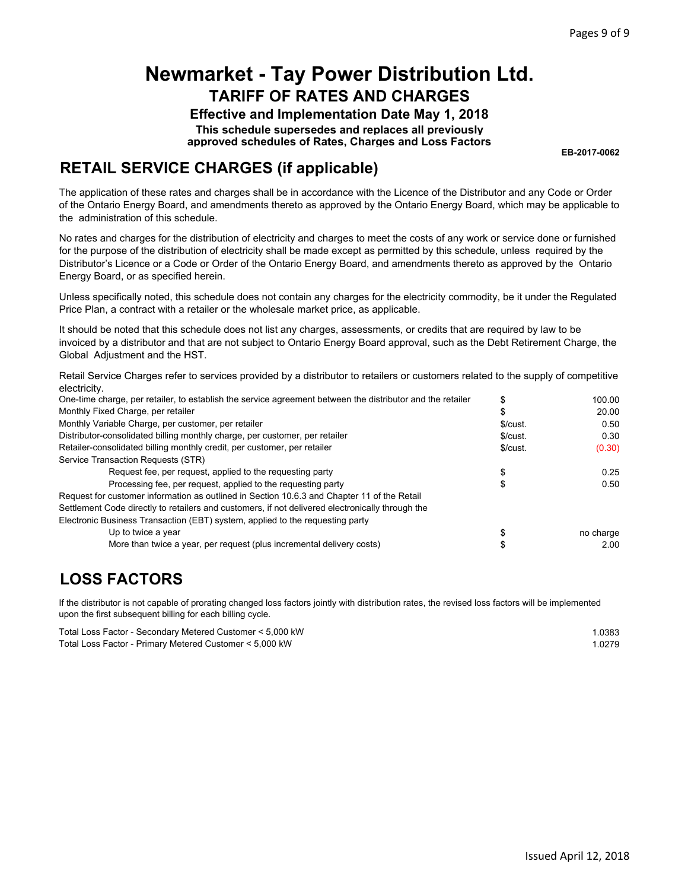# Newmarket - Tay Power Distribution Ltd.

## TARIFF OF RATES AND CHARGES

### Effective and Implementation Date May 1, 2018

**This schedule supersedes and replaces all previously approved schedules of Rates, Charges and Loss Factors**

**EB-2017-0062**

## RETAIL SERVICE CHARGES (if applicable)

The application of these rates and charges shall be in accordance with the Licence of the Distributor and any Code or Order of the Ontario Energy Board, and amendments thereto as approved by the Ontario Energy Board, which may be applicable to the administration of this schedule.

No rates and charges for the distribution of electricity and charges to meet the costs of any work or service done or furnished for the purpose of the distribution of electricity shall be made except as permitted by this schedule, unless required by the Distributor's Licence or a Code or Order of the Ontario Energy Board, and amendments thereto as approved by the Ontario Energy Board, or as specified herein.

Unless specifically noted, this schedule does not contain any charges for the electricity commodity, be it under the Regulated Price Plan, a contract with a retailer or the wholesale market price, as applicable.

It should be noted that this schedule does not list any charges, assessments, or credits that are required by law to be invoiced by a distributor and that are not subject to Ontario Energy Board approval, such as the Debt Retirement Charge, the Global Adjustment and the HST.

Retail Service Charges refer to services provided by a distributor to retailers or customers related to the supply of competitive electricity.

| | | |
|---|---|---|
| One-time charge, per retailer, to establish the service agreement between the distributor and the retailer | $ | 100.00 |
| Monthly Fixed Charge, per retailer | $ | 20.00 |
| Monthly Variable Charge, per customer, per retailer | $/cust. | 0.50 |
| Distributor-consolidated billing monthly charge, per customer, per retailer | $/cust. | 0.30 |
| Retailer-consolidated billing monthly credit, per customer, per retailer | $/cust. | (0.30) |
| Service Transaction Requests (STR) | | |
| Request fee, per request, applied to the requesting party | $ | 0.25 |
| Processing fee, per request, applied to the requesting party | $ | 0.50 |
| Request for customer information as outlined in Section 10.6.3 and Chapter 11 of the Retail Settlement Code directly to retailers and customers, if not delivered electronically through the Electronic Business Transaction (EBT) system, applied to the requesting party | | |
| Up to twice a year | $ | no charge |
| More than twice a year, per request (plus incremental delivery costs) | $ | 2.00 |

## LOSS FACTORS

If the distributor is not capable of prorating changed loss factors jointly with distribution rates, the revised loss factors will be implemented upon the first subsequent billing for each billing cycle.

| | |
|---|---|
| Total Loss Factor - Secondary Metered Customer < 5,000 kW | 1.0383 |
| Total Loss Factor - Primary Metered Customer < 5,000 kW | 1.0279 |

Issued April 12, 2018